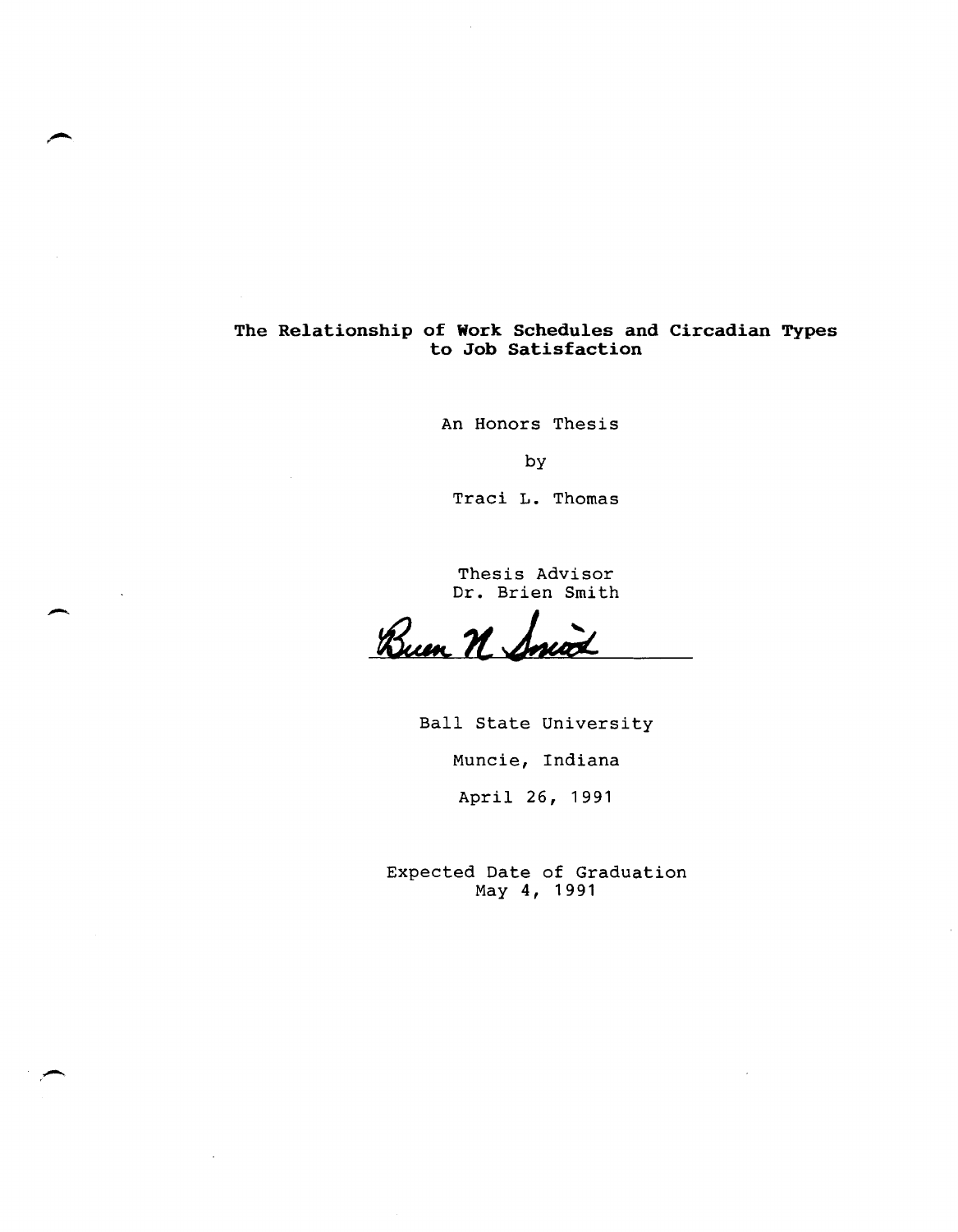# The Relationship of Work Schedules and Circadian Types to Job Satisfaction

An Honors Thesis

by

Traci L. Thomas

Thesis Advisor
Dr. Brien Smith

Ball State University

Muncie, Indiana

April 26, 1991

Expected Date of Graduation
May 4, 1991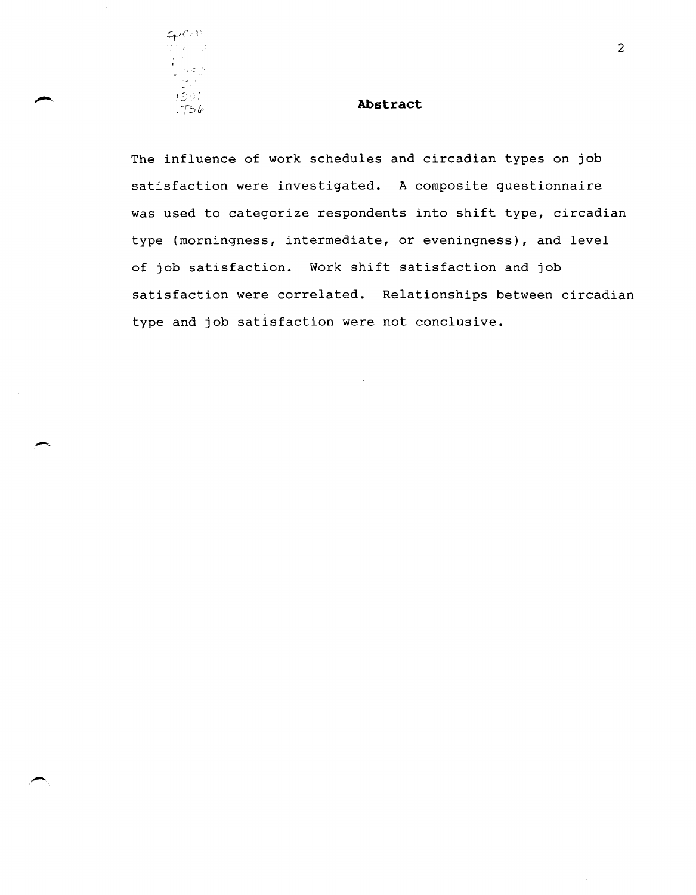## Abstract

The influence of work schedules and circadian types on job satisfaction were investigated. A composite questionnaire was used to categorize respondents into shift type, circadian type (morningness, intermediate, or eveningness), and level of job satisfaction. Work shift satisfaction and job satisfaction were correlated. Relationships between circadian type and job satisfaction were not conclusive.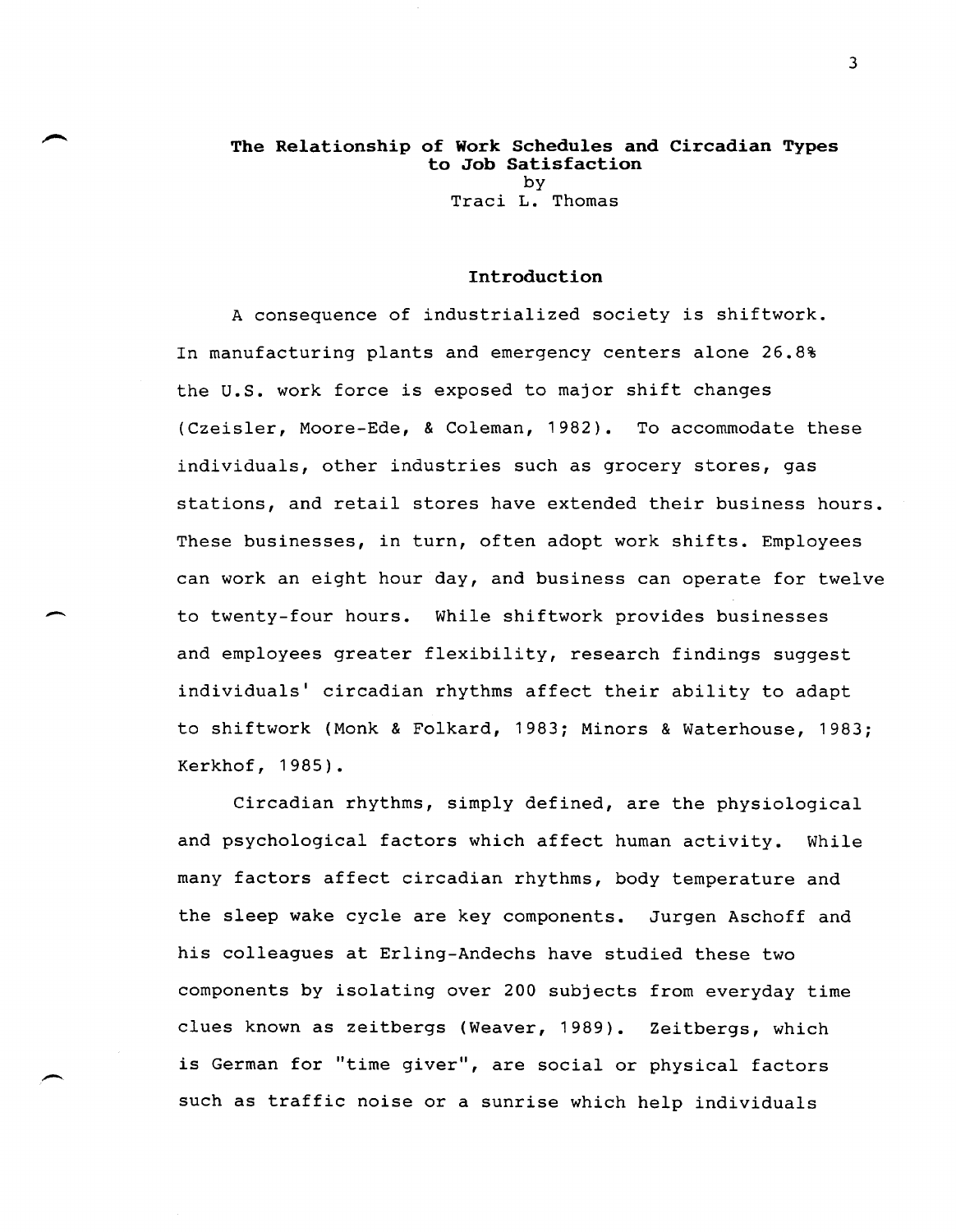# The Relationship of Work Schedules and Circadian Types to Job Satisfaction

by

Traci L. Thomas

## Introduction

A consequence of industrialized society is shiftwork. In manufacturing plants and emergency centers alone 26.8% the U.S. work force is exposed to major shift changes (Czeisler, Moore-Ede, & Coleman, 1982). To accommodate these individuals, other industries such as grocery stores, gas stations, and retail stores have extended their business hours. These businesses, in turn, often adopt work shifts. Employees can work an eight hour day, and business can operate for twelve to twenty-four hours. While shiftwork provides businesses and employees greater flexibility, research findings suggest individuals' circadian rhythms affect their ability to adapt to shiftwork (Monk & Folkard, 1983; Minors & Waterhouse, 1983; Kerkhof, 1985).

Circadian rhythms, simply defined, are the physiological and psychological factors which affect human activity. While many factors affect circadian rhythms, body temperature and the sleep wake cycle are key components. Jurgen Aschoff and his colleagues at Erling-Andechs have studied these two components by isolating over 200 subjects from everyday time clues known as zeitbergs (Weaver, 1989). Zeitbergs, which is German for "time giver", are social or physical factors such as traffic noise or a sunrise which help individuals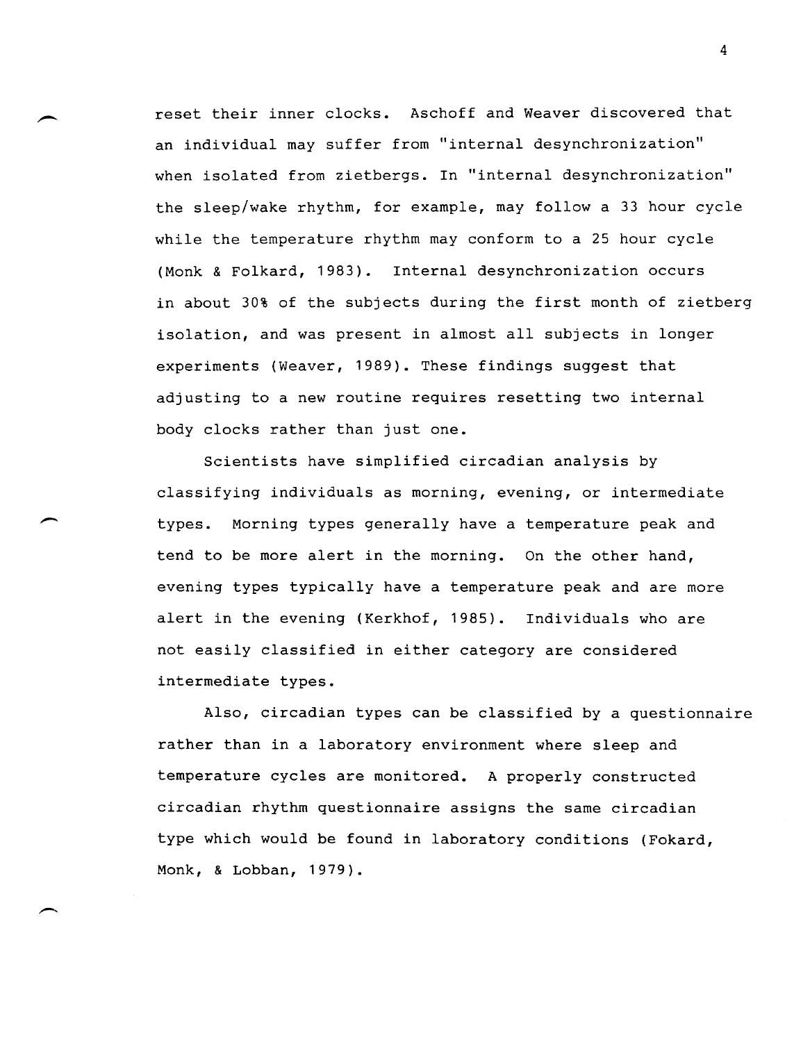reset their inner clocks. Aschoff and Weaver discovered that an individual may suffer from "internal desynchronization" when isolated from zietbergs. In "internal desynchronization" the sleep/wake rhythm, for example, may follow a 33 hour cycle while the temperature rhythm may conform to a 25 hour cycle (Monk & Folkard, 1983). Internal desynchronization occurs in about 30% of the subjects during the first month of zietberg isolation, and was present in almost all subjects in longer experiments (Weaver, 1989). These findings suggest that adjusting to a new routine requires resetting two internal body clocks rather than just one.

Scientists have simplified circadian analysis by classifying individuals as morning, evening, or intermediate types. Morning types generally have a temperature peak and tend to be more alert in the morning. On the other hand, evening types typically have a temperature peak and are more alert in the evening (Kerkhof, 1985). Individuals who are not easily classified in either category are considered intermediate types.

Also, circadian types can be classified by a questionnaire rather than in a laboratory environment where sleep and temperature cycles are monitored. A properly constructed circadian rhythm questionnaire assigns the same circadian type which would be found in laboratory conditions (Fokard, Monk, & Lobban, 1979).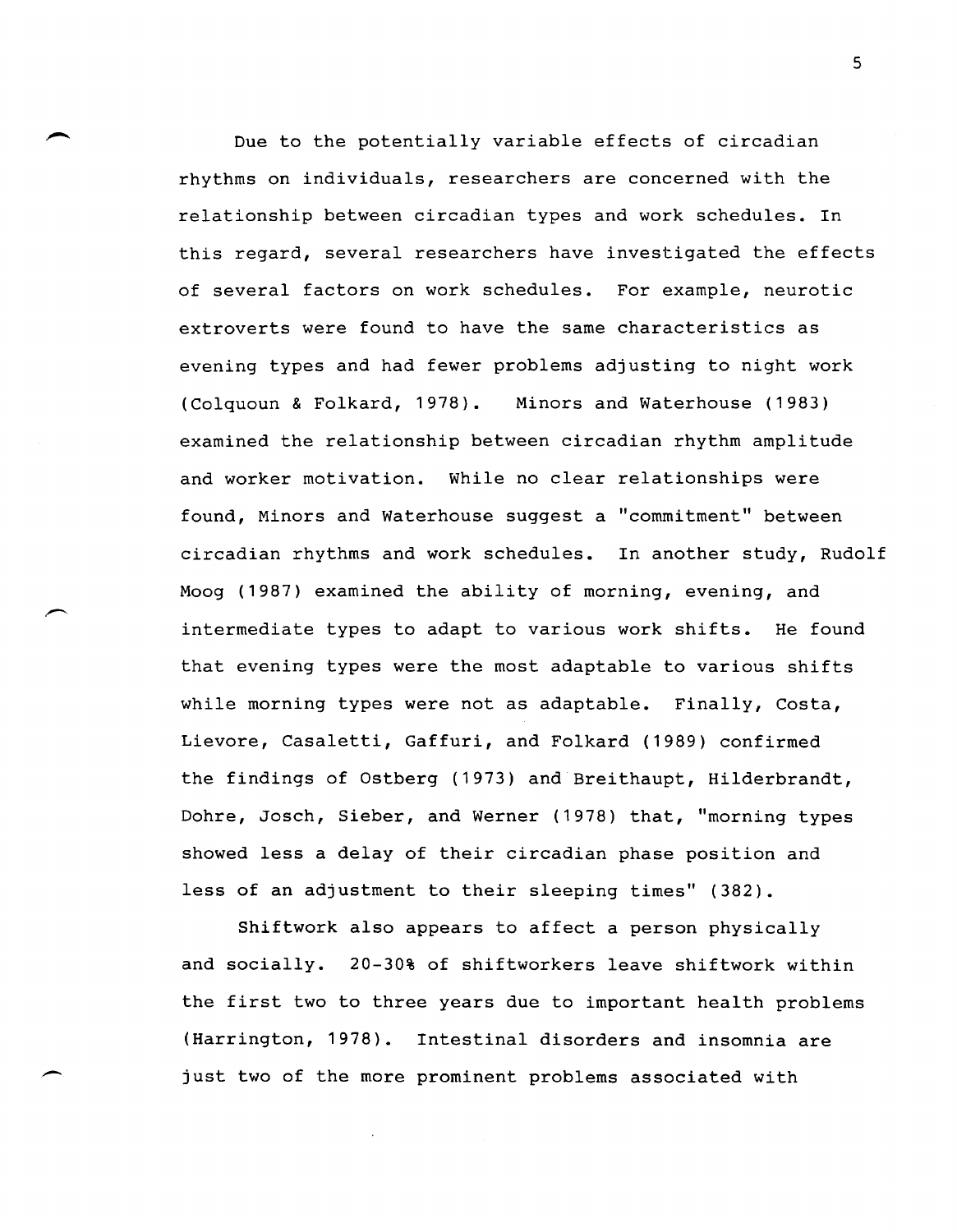Due to the potentially variable effects of circadian rhythms on individuals, researchers are concerned with the relationship between circadian types and work schedules. In this regard, several researchers have investigated the effects of several factors on work schedules. For example, neurotic extroverts were found to have the same characteristics as evening types and had fewer problems adjusting to night work (Colquoun & Folkard, 1978). Minors and Waterhouse (1983) examined the relationship between circadian rhythm amplitude and worker motivation. While no clear relationships were found, Minors and Waterhouse suggest a "commitment" between circadian rhythms and work schedules. In another study, Rudolf Moog (1987) examined the ability of morning, evening, and intermediate types to adapt to various work shifts. He found that evening types were the most adaptable to various shifts while morning types were not as adaptable. Finally, Costa, Lievore, Casaletti, Gaffuri, and Folkard (1989) confirmed the findings of Ostberg (1973) and Breithaupt, Hilderbrandt, Dohre, Josch, Sieber, and Werner (1978) that, "morning types showed less a delay of their circadian phase position and less of an adjustment to their sleeping times" (382).

Shiftwork also appears to affect a person physically and socially. 20-30% of shiftworkers leave shiftwork within the first two to three years due to important health problems (Harrington, 1978). Intestinal disorders and insomnia are just two of the more prominent problems associated with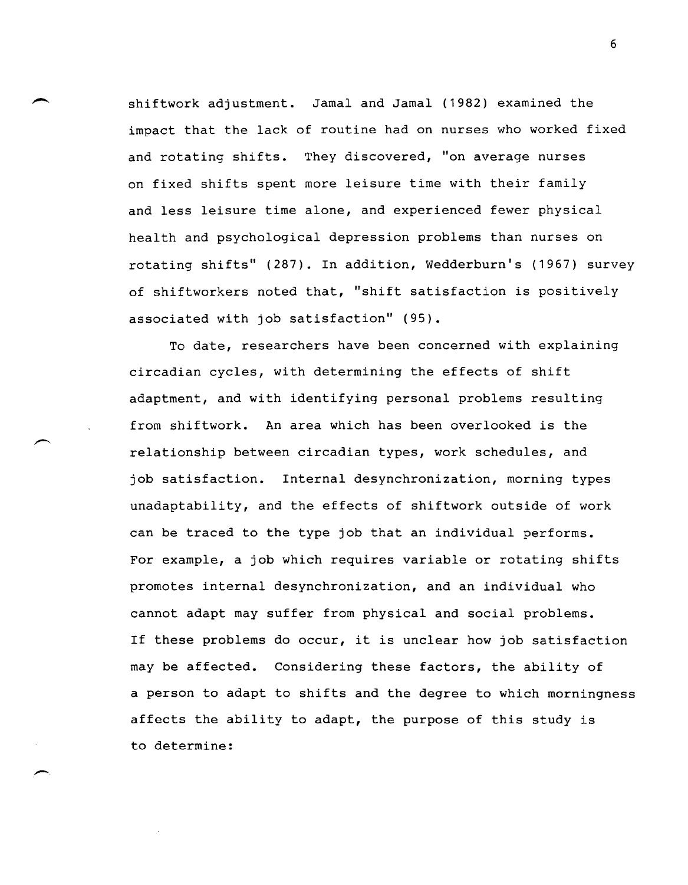shiftwork adjustment. Jamal and Jamal (1982) examined the impact that the lack of routine had on nurses who worked fixed and rotating shifts. They discovered, "on average nurses on fixed shifts spent more leisure time with their family and less leisure time alone, and experienced fewer physical health and psychological depression problems than nurses on rotating shifts" (287). In addition, Wedderburn's (1967) survey of shiftworkers noted that, "shift satisfaction is positively associated with job satisfaction" (95).

To date, researchers have been concerned with explaining circadian cycles, with determining the effects of shift adaptment, and with identifying personal problems resulting from shiftwork. An area which has been overlooked is the relationship between circadian types, work schedules, and job satisfaction. Internal desynchronization, morning types unadaptability, and the effects of shiftwork outside of work can be traced to the type job that an individual performs. For example, a job which requires variable or rotating shifts promotes internal desynchronization, and an individual who cannot adapt may suffer from physical and social problems. If these problems do occur, it is unclear how job satisfaction may be affected. Considering these factors, the ability of a person to adapt to shifts and the degree to which morningness affects the ability to adapt, the purpose of this study is to determine: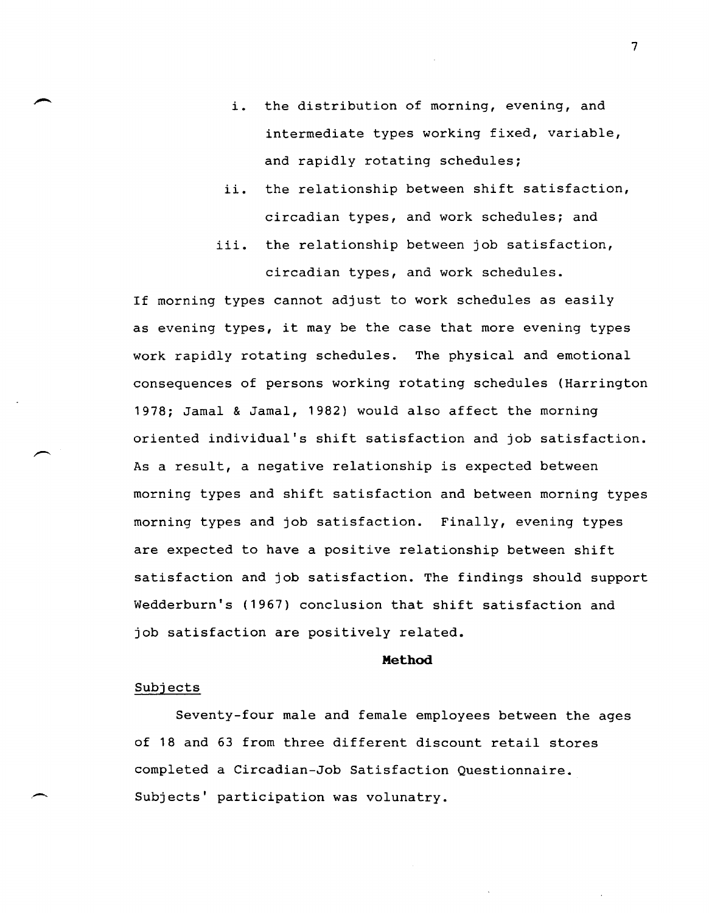i. the distribution of morning, evening, and intermediate types working fixed, variable, and rapidly rotating schedules;

ii. the relationship between shift satisfaction, circadian types, and work schedules; and

iii. the relationship between job satisfaction, circadian types, and work schedules.

If morning types cannot adjust to work schedules as easily as evening types, it may be the case that more evening types work rapidly rotating schedules. The physical and emotional consequences of persons working rotating schedules (Harrington 1978; Jamal & Jamal, 1982) would also affect the morning oriented individual's shift satisfaction and job satisfaction. As a result, a negative relationship is expected between morning types and shift satisfaction and between morning types morning types and job satisfaction. Finally, evening types are expected to have a positive relationship between shift satisfaction and job satisfaction. The findings should support Wedderburn's (1967) conclusion that shift satisfaction and job satisfaction are positively related.

## Method

### Subjects

Seventy-four male and female employees between the ages of 18 and 63 from three different discount retail stores completed a Circadian-Job Satisfaction Questionnaire. Subjects' participation was volunatry.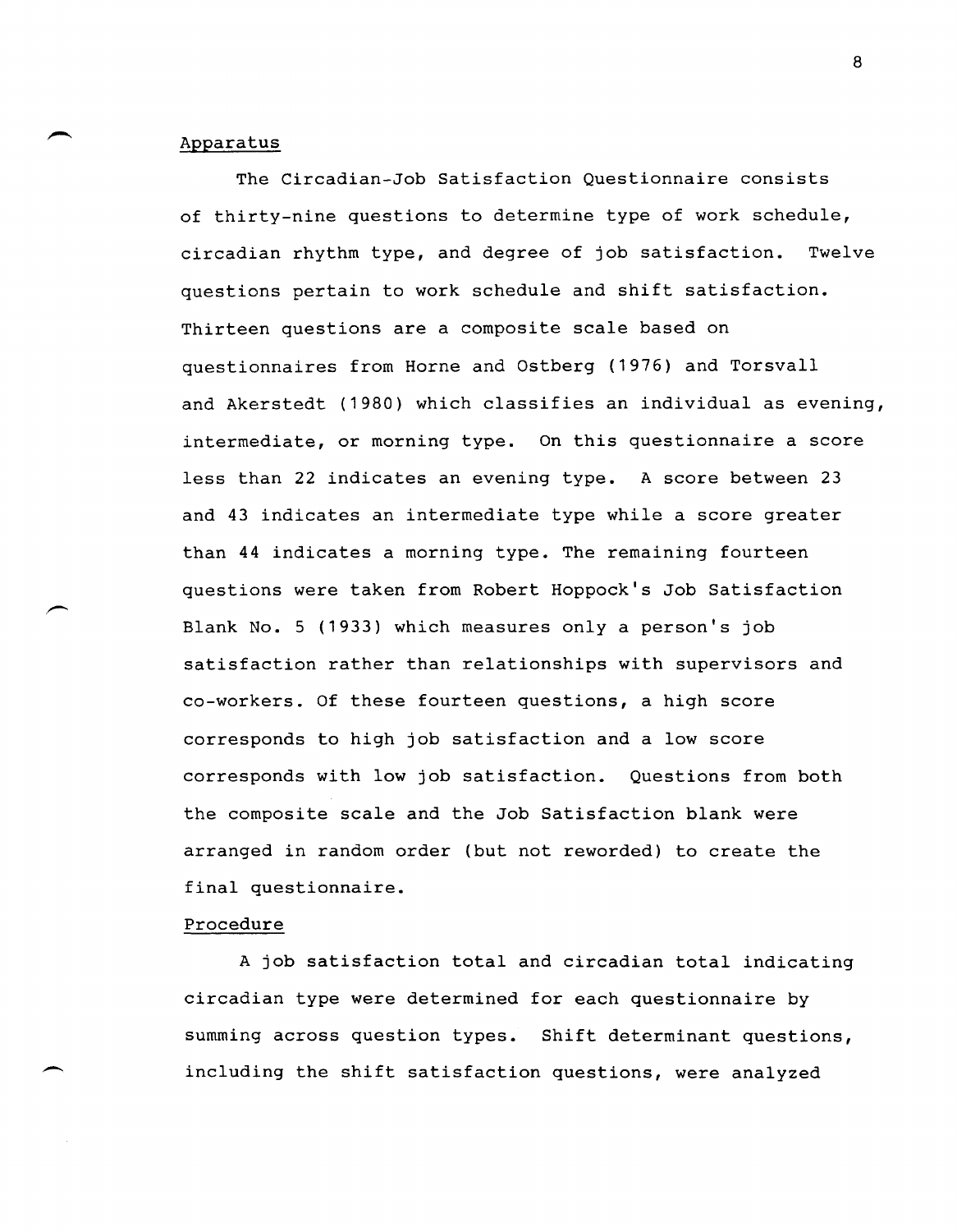## Apparatus

The Circadian-Job Satisfaction Questionnaire consists of thirty-nine questions to determine type of work schedule, circadian rhythm type, and degree of job satisfaction. Twelve questions pertain to work schedule and shift satisfaction. Thirteen questions are a composite scale based on questionnaires from Horne and Ostberg (1976) and Torsvall and Akerstedt (1980) which classifies an individual as evening, intermediate, or morning type. On this questionnaire a score less than 22 indicates an evening type. A score between 23 and 43 indicates an intermediate type while a score greater than 44 indicates a morning type. The remaining fourteen questions were taken from Robert Hoppock's Job Satisfaction Blank No. 5 (1933) which measures only a person's job satisfaction rather than relationships with supervisors and co-workers. Of these fourteen questions, a high score corresponds to high job satisfaction and a low score corresponds with low job satisfaction. Questions from both the composite scale and the Job Satisfaction blank were arranged in random order (but not reworded) to create the final questionnaire.

## Procedure

A job satisfaction total and circadian total indicating circadian type were determined for each questionnaire by summing across question types. Shift determinant questions, including the shift satisfaction questions, were analyzed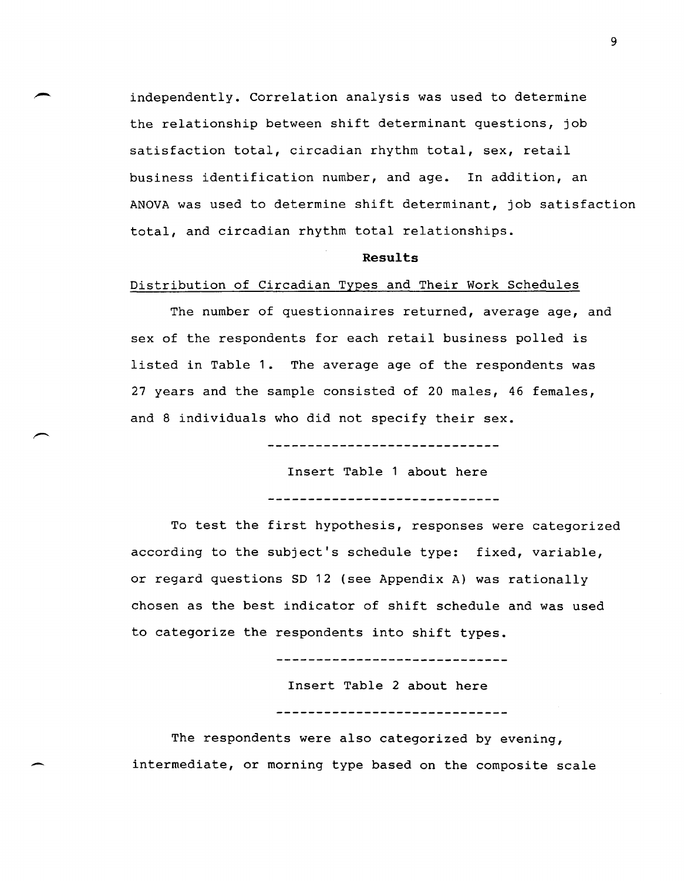independently. Correlation analysis was used to determine the relationship between shift determinant questions, job satisfaction total, circadian rhythm total, sex, retail business identification number, and age. In addition, an ANOVA was used to determine shift determinant, job satisfaction total, and circadian rhythm total relationships.

## Results

Distribution of Circadian Types and Their Work Schedules

The number of questionnaires returned, average age, and sex of the respondents for each retail business polled is listed in Table 1. The average age of the respondents was 27 years and the sample consisted of 20 males, 46 females, and 8 individuals who did not specify their sex.

-----------------------------

Insert Table 1 about here

-----------------------------

To test the first hypothesis, responses were categorized according to the subject's schedule type: fixed, variable, or regard questions SD 12 (see Appendix A) was rationally chosen as the best indicator of shift schedule and was used to categorize the respondents into shift types.

-----------------------------

Insert Table 2 about here

-----------------------------

The respondents were also categorized by evening, intermediate, or morning type based on the composite scale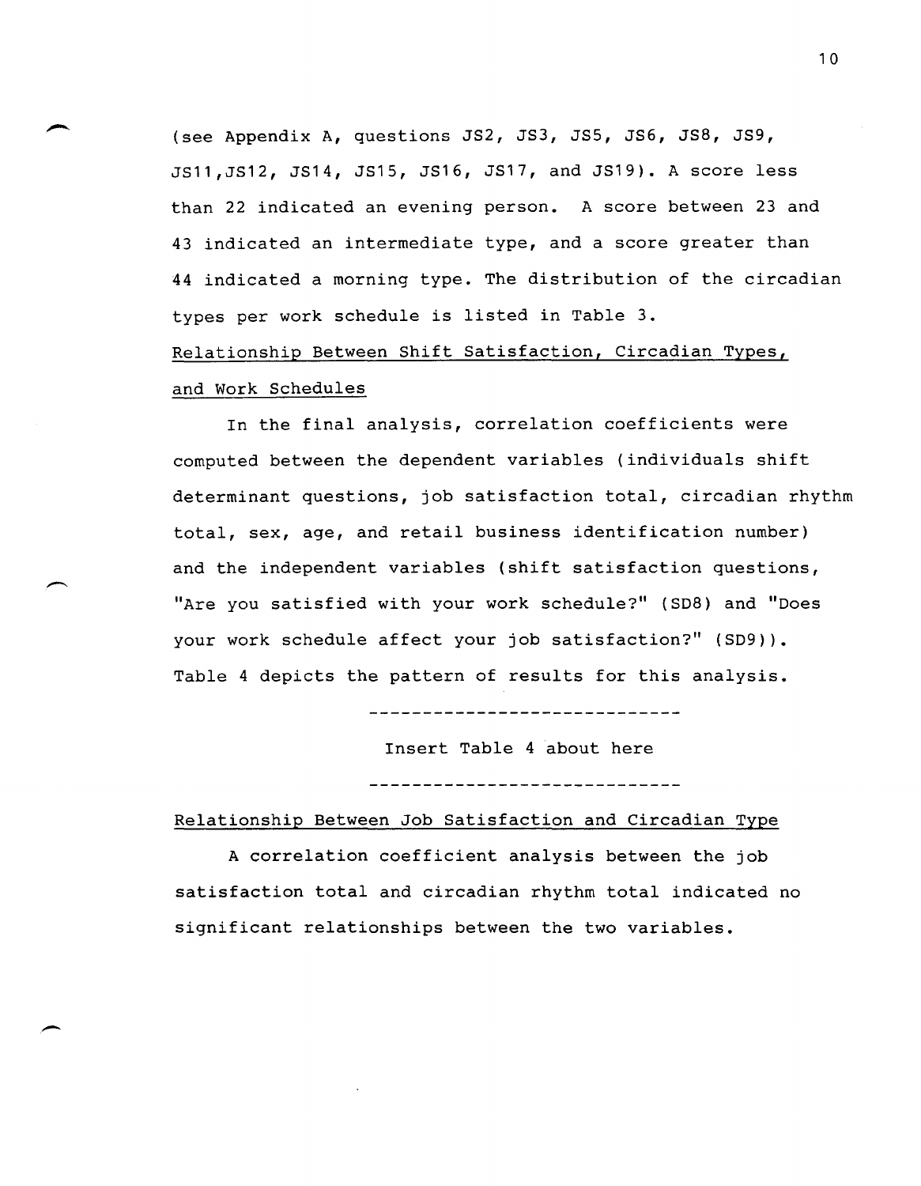(see Appendix A, questions JS2, JS3, JS5, JS6, JS8, JS9, JS11,JS12, JS14, JS15, JS16, JS17, and JS19). A score less than 22 indicated an evening person. A score between 23 and 43 indicated an intermediate type, and a score greater than 44 indicated a morning type. The distribution of the circadian types per work schedule is listed in Table 3.

Relationship Between Shift Satisfaction, Circadian Types, and Work Schedules

In the final analysis, correlation coefficients were computed between the dependent variables (individuals shift determinant questions, job satisfaction total, circadian rhythm total, sex, age, and retail business identification number) and the independent variables (shift satisfaction questions, "Are you satisfied with your work schedule?" (SD8) and "Does your work schedule affect your job satisfaction?" (SD9)). Table 4 depicts the pattern of results for this analysis.

-----------------------------

Insert Table 4 about here

-----------------------------

Relationship Between Job Satisfaction and Circadian Type

A correlation coefficient analysis between the job satisfaction total and circadian rhythm total indicated no significant relationships between the two variables.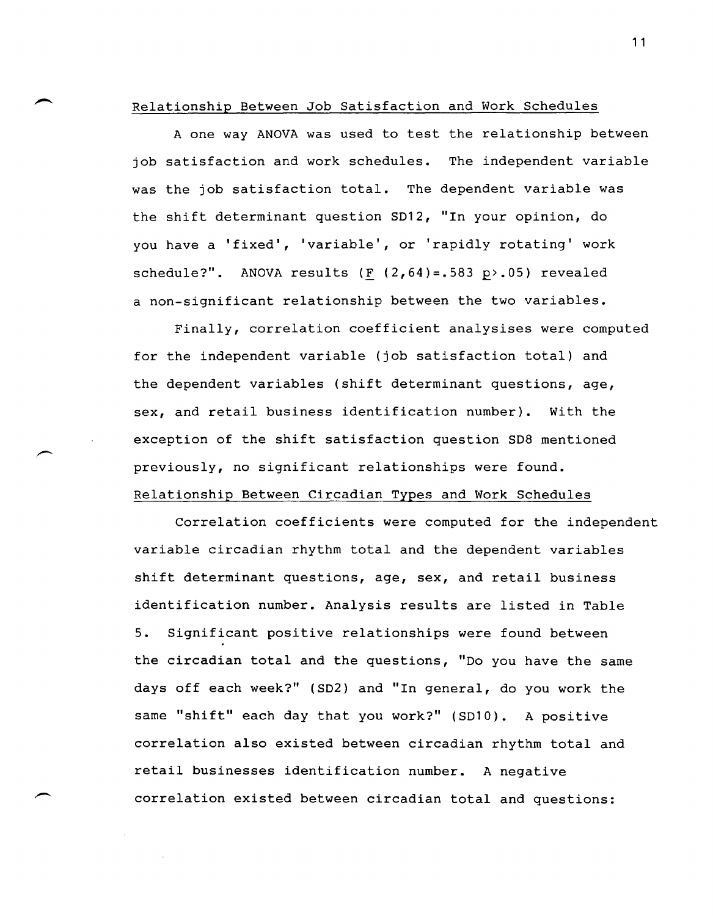### Relationship Between Job Satisfaction and Work Schedules

A one way ANOVA was used to test the relationship between job satisfaction and work schedules. The independent variable was the job satisfaction total. The dependent variable was the shift determinant question SD12, "In your opinion, do you have a 'fixed', 'variable', or 'rapidly rotating' work schedule?". ANOVA results ($F$ $(2,64)=.583$ $p>.05$) revealed a non-significant relationship between the two variables.

Finally, correlation coefficient analysises were computed for the independent variable (job satisfaction total) and the dependent variables (shift determinant questions, age, sex, and retail business identification number). With the exception of the shift satisfaction question SD8 mentioned previously, no significant relationships were found.

### Relationship Between Circadian Types and Work Schedules

Correlation coefficients were computed for the independent variable circadian rhythm total and the dependent variables shift determinant questions, age, sex, and retail business identification number. Analysis results are listed in Table 5. Significant positive relationships were found between the circadian total and the questions, "Do you have the same days off each week?" (SD2) and "In general, do you work the same "shift" each day that you work?" (SD10). A positive correlation also existed between circadian rhythm total and retail businesses identification number. A negative correlation existed between circadian total and questions: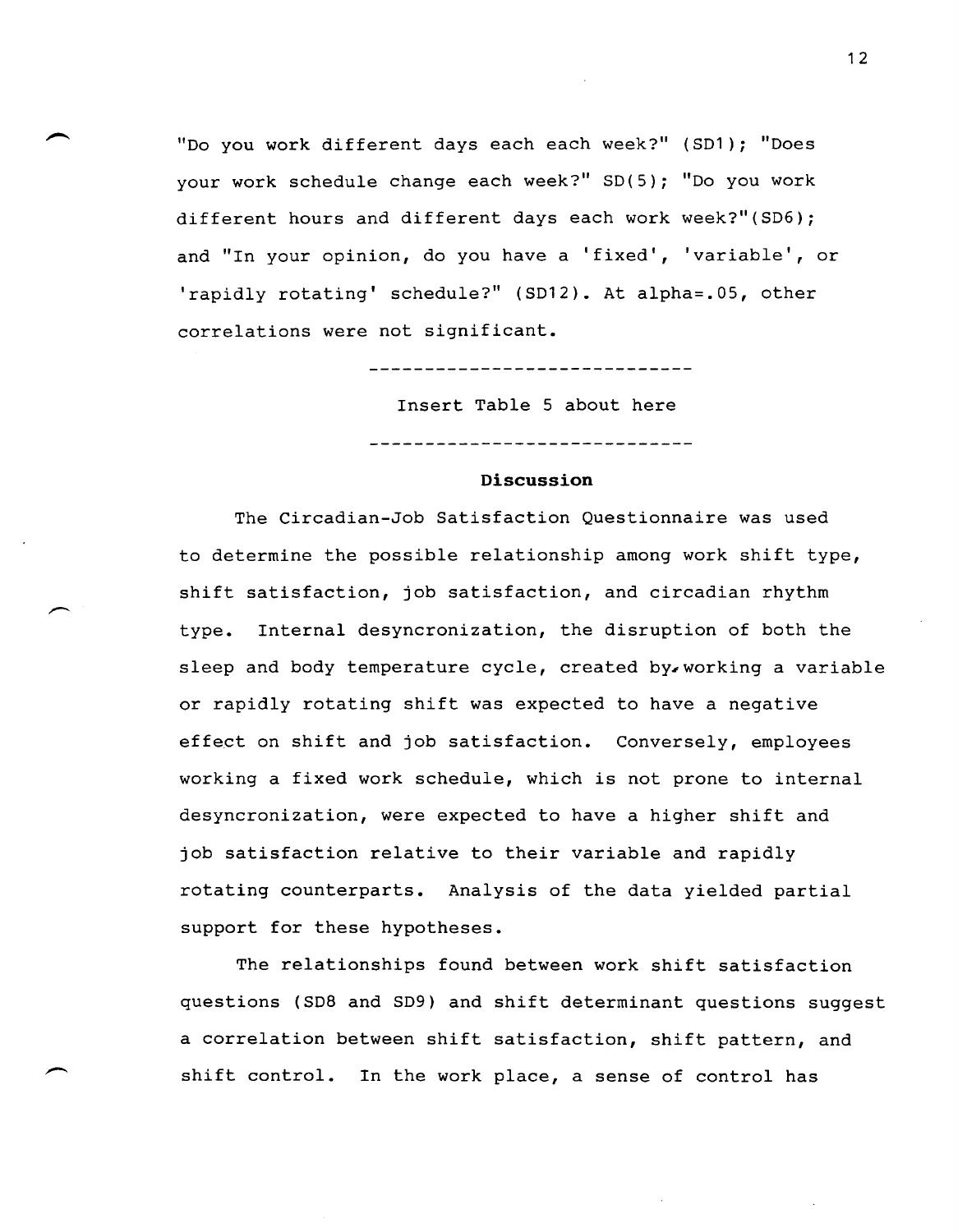"Do you work different days each each week?" (SD1); "Does your work schedule change each week?" SD(5); "Do you work different hours and different days each work week?"(SD6); and "In your opinion, do you have a 'fixed', 'variable', or 'rapidly rotating' schedule?" (SD12). At alpha=.05, other correlations were not significant.

-----------------------------

Insert Table 5 about here

-----------------------------

## Discussion

The Circadian-Job Satisfaction Questionnaire was used to determine the possible relationship among work shift type, shift satisfaction, job satisfaction, and circadian rhythm type. Internal desyncronization, the disruption of both the sleep and body temperature cycle, created by working a variable or rapidly rotating shift was expected to have a negative effect on shift and job satisfaction. Conversely, employees working a fixed work schedule, which is not prone to internal desyncronization, were expected to have a higher shift and job satisfaction relative to their variable and rapidly rotating counterparts. Analysis of the data yielded partial support for these hypotheses.

The relationships found between work shift satisfaction questions (SD8 and SD9) and shift determinant questions suggest a correlation between shift satisfaction, shift pattern, and shift control. In the work place, a sense of control has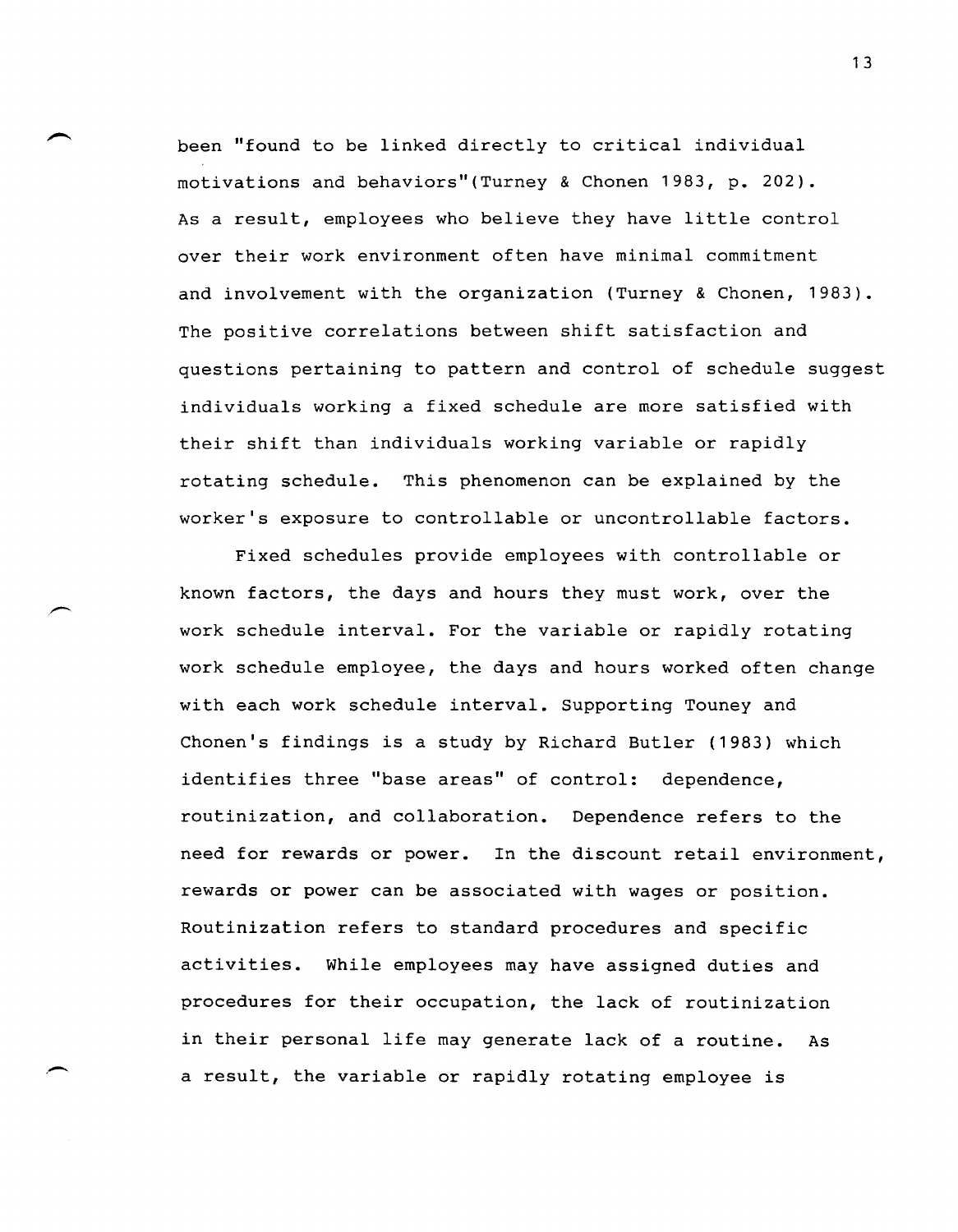been "found to be linked directly to critical individual motivations and behaviors"(Turney & Chonen 1983, p. 202). As a result, employees who believe they have little control over their work environment often have minimal commitment and involvement with the organization (Turney & Chonen, 1983). The positive correlations between shift satisfaction and questions pertaining to pattern and control of schedule suggest individuals working a fixed schedule are more satisfied with their shift than individuals working variable or rapidly rotating schedule. This phenomenon can be explained by the worker's exposure to controllable or uncontrollable factors.

Fixed schedules provide employees with controllable or known factors, the days and hours they must work, over the work schedule interval. For the variable or rapidly rotating work schedule employee, the days and hours worked often change with each work schedule interval. Supporting Touney and Chonen's findings is a study by Richard Butler (1983) which identifies three "base areas" of control: dependence, routinization, and collaboration. Dependence refers to the need for rewards or power. In the discount retail environment, rewards or power can be associated with wages or position. Routinization refers to standard procedures and specific activities. While employees may have assigned duties and procedures for their occupation, the lack of routinization in their personal life may generate lack of a routine. As a result, the variable or rapidly rotating employee is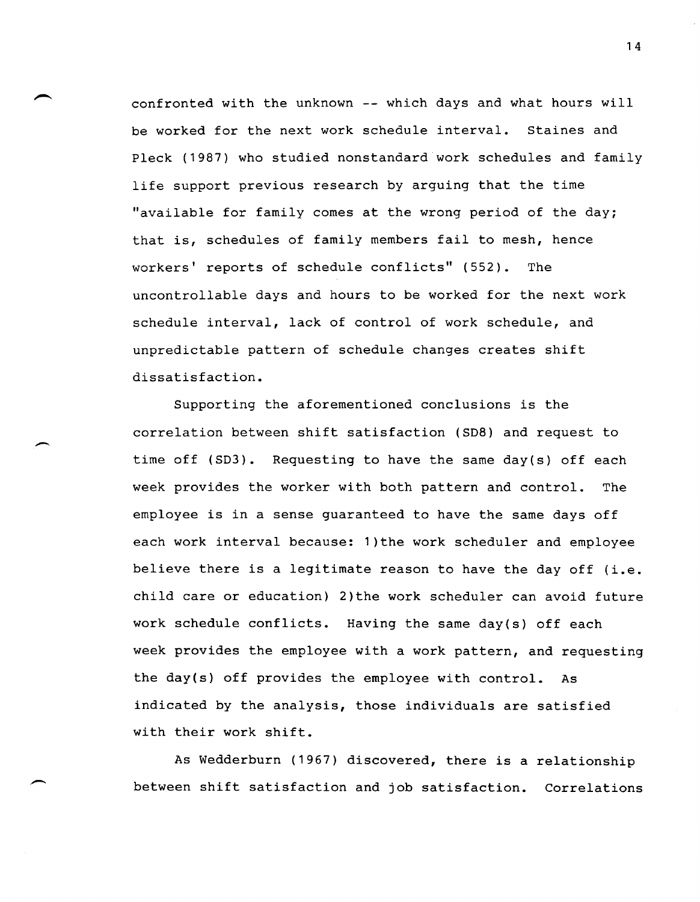confronted with the unknown -- which days and what hours will be worked for the next work schedule interval. Staines and Pleck (1987) who studied nonstandard work schedules and family life support previous research by arguing that the time "available for family comes at the wrong period of the day; that is, schedules of family members fail to mesh, hence workers' reports of schedule conflicts" (552). The uncontrollable days and hours to be worked for the next work schedule interval, lack of control of work schedule, and unpredictable pattern of schedule changes creates shift dissatisfaction.

Supporting the aforementioned conclusions is the correlation between shift satisfaction (SD8) and request to time off (SD3). Requesting to have the same day(s) off each week provides the worker with both pattern and control. The employee is in a sense guaranteed to have the same days off each work interval because: 1)the work scheduler and employee believe there is a legitimate reason to have the day off (i.e. child care or education) 2)the work scheduler can avoid future work schedule conflicts. Having the same day(s) off each week provides the employee with a work pattern, and requesting the day(s) off provides the employee with control. As indicated by the analysis, those individuals are satisfied with their work shift.

As Wedderburn (1967) discovered, there is a relationship between shift satisfaction and job satisfaction. Correlations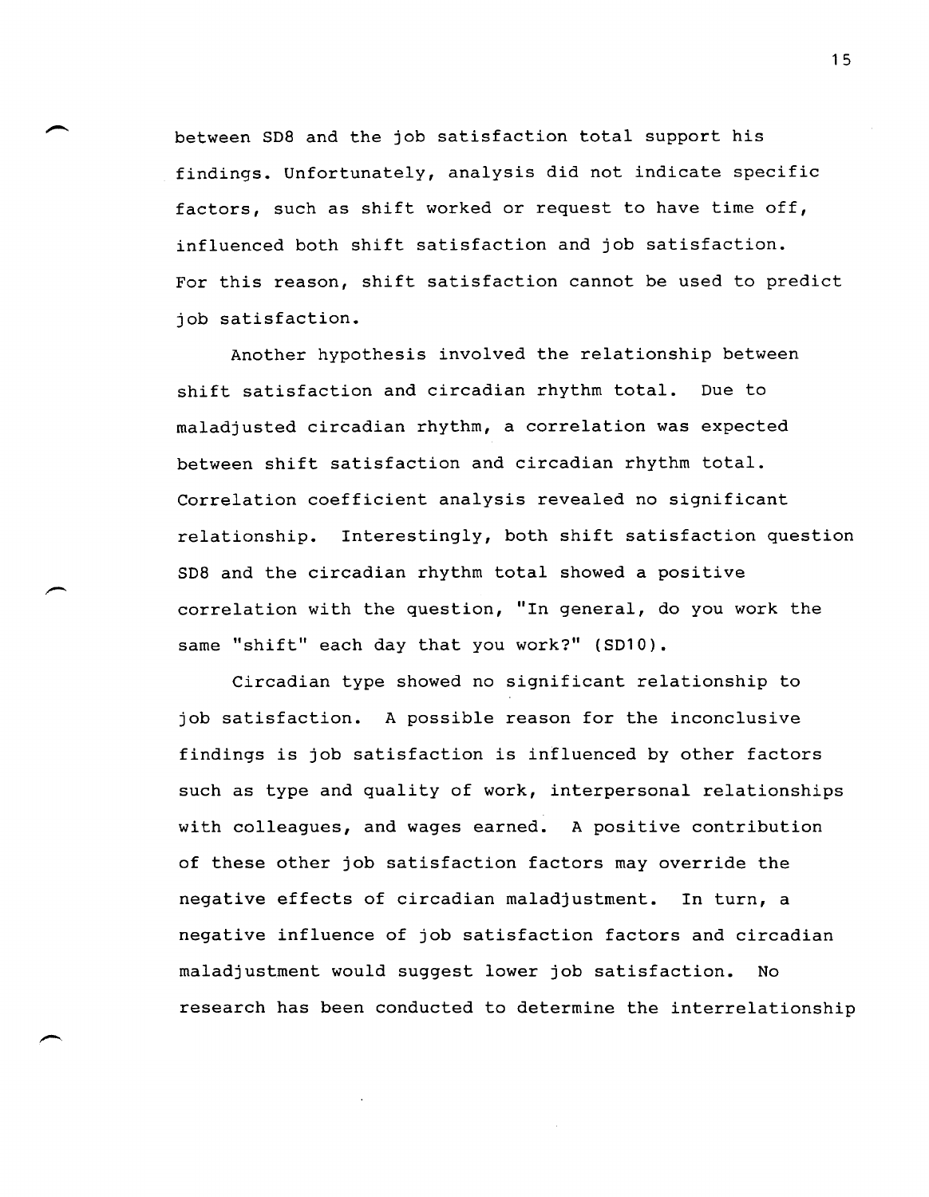between SD8 and the job satisfaction total support his findings. Unfortunately, analysis did not indicate specific factors, such as shift worked or request to have time off, influenced both shift satisfaction and job satisfaction. For this reason, shift satisfaction cannot be used to predict job satisfaction.

Another hypothesis involved the relationship between shift satisfaction and circadian rhythm total. Due to maladjusted circadian rhythm, a correlation was expected between shift satisfaction and circadian rhythm total. Correlation coefficient analysis revealed no significant relationship. Interestingly, both shift satisfaction question SD8 and the circadian rhythm total showed a positive correlation with the question, "In general, do you work the same "shift" each day that you work?" (SD10).

Circadian type showed no significant relationship to job satisfaction. A possible reason for the inconclusive findings is job satisfaction is influenced by other factors such as type and quality of work, interpersonal relationships with colleagues, and wages earned. A positive contribution of these other job satisfaction factors may override the negative effects of circadian maladjustment. In turn, a negative influence of job satisfaction factors and circadian maladjustment would suggest lower job satisfaction. No research has been conducted to determine the interrelationship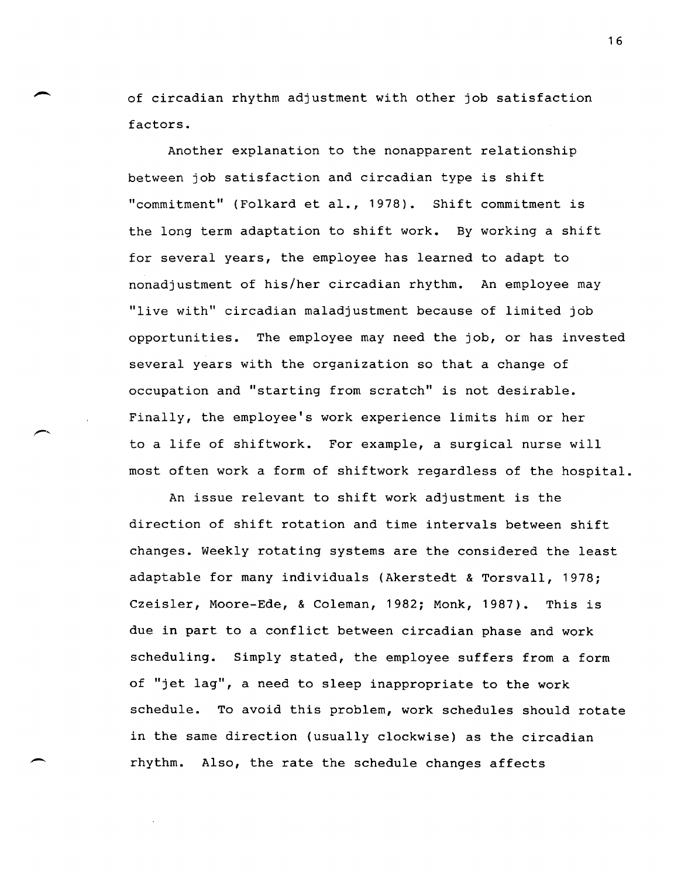of circadian rhythm adjustment with other job satisfaction factors.

Another explanation to the nonapparent relationship between job satisfaction and circadian type is shift "commitment" (Folkard et al., 1978). Shift commitment is the long term adaptation to shift work. By working a shift for several years, the employee has learned to adapt to nonadjustment of his/her circadian rhythm. An employee may "live with" circadian maladjustment because of limited job opportunities. The employee may need the job, or has invested several years with the organization so that a change of occupation and "starting from scratch" is not desirable. Finally, the employee's work experience limits him or her to a life of shiftwork. For example, a surgical nurse will most often work a form of shiftwork regardless of the hospital.

An issue relevant to shift work adjustment is the direction of shift rotation and time intervals between shift changes. Weekly rotating systems are the considered the least adaptable for many individuals (Akerstedt & Torsvall, 1978; Czeisler, Moore-Ede, & Coleman, 1982; Monk, 1987). This is due in part to a conflict between circadian phase and work scheduling. Simply stated, the employee suffers from a form of "jet lag", a need to sleep inappropriate to the work schedule. To avoid this problem, work schedules should rotate in the same direction (usually clockwise) as the circadian rhythm. Also, the rate the schedule changes affects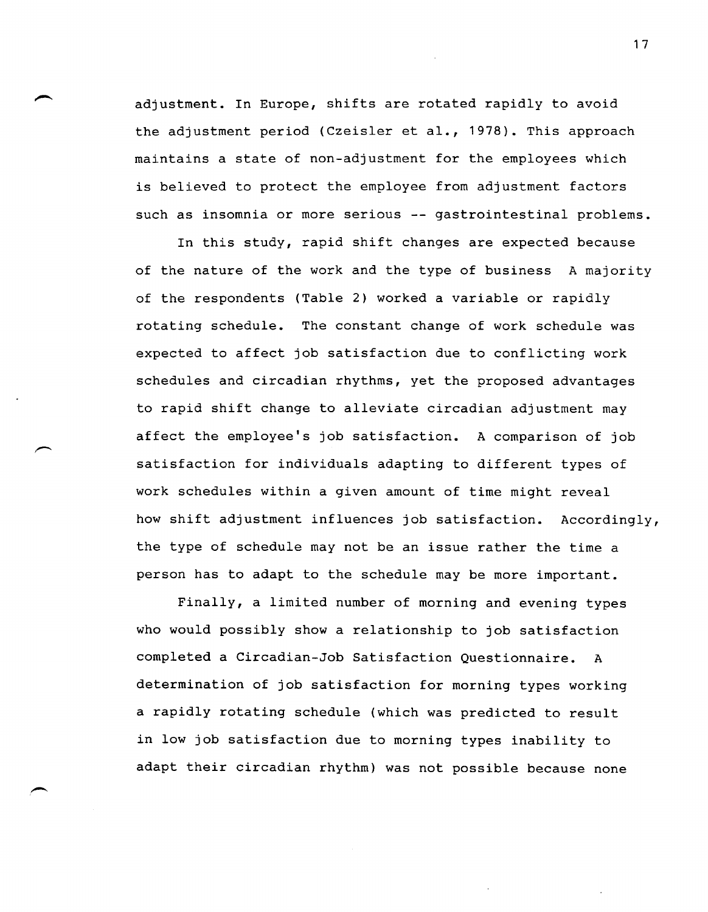adjustment. In Europe, shifts are rotated rapidly to avoid the adjustment period (Czeisler et al., 1978). This approach maintains a state of non-adjustment for the employees which is believed to protect the employee from adjustment factors such as insomnia or more serious -- gastrointestinal problems.

In this study, rapid shift changes are expected because of the nature of the work and the type of business A majority of the respondents (Table 2) worked a variable or rapidly rotating schedule. The constant change of work schedule was expected to affect job satisfaction due to conflicting work schedules and circadian rhythms, yet the proposed advantages to rapid shift change to alleviate circadian adjustment may affect the employee's job satisfaction. A comparison of job satisfaction for individuals adapting to different types of work schedules within a given amount of time might reveal how shift adjustment influences job satisfaction. Accordingly, the type of schedule may not be an issue rather the time a person has to adapt to the schedule may be more important.

Finally, a limited number of morning and evening types who would possibly show a relationship to job satisfaction completed a Circadian-Job Satisfaction Questionnaire. A determination of job satisfaction for morning types working a rapidly rotating schedule (which was predicted to result in low job satisfaction due to morning types inability to adapt their circadian rhythm) was not possible because none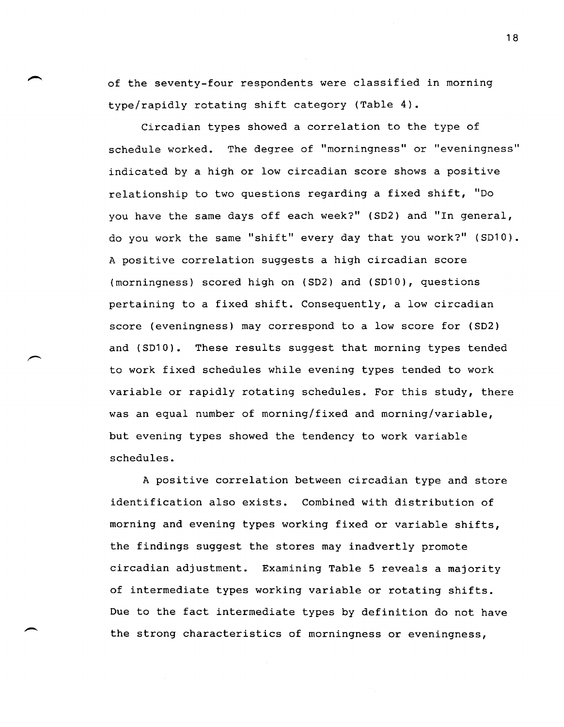of the seventy-four respondents were classified in morning type/rapidly rotating shift category (Table 4).

Circadian types showed a correlation to the type of schedule worked. The degree of "morningness" or "eveningness" indicated by a high or low circadian score shows a positive relationship to two questions regarding a fixed shift, "Do you have the same days off each week?" (SD2) and "In general, do you work the same "shift" every day that you work?" (SD10). A positive correlation suggests a high circadian score (morningness) scored high on (SD2) and (SD10), questions pertaining to a fixed shift. Consequently, a low circadian score (eveningness) may correspond to a low score for (SD2) and (SD10). These results suggest that morning types tended to work fixed schedules while evening types tended to work variable or rapidly rotating schedules. For this study, there was an equal number of morning/fixed and morning/variable, but evening types showed the tendency to work variable schedules.

A positive correlation between circadian type and store identification also exists. Combined with distribution of morning and evening types working fixed or variable shifts, the findings suggest the stores may inadvertly promote circadian adjustment. Examining Table 5 reveals a majority of intermediate types working variable or rotating shifts. Due to the fact intermediate types by definition do not have the strong characteristics of morningness or eveningness,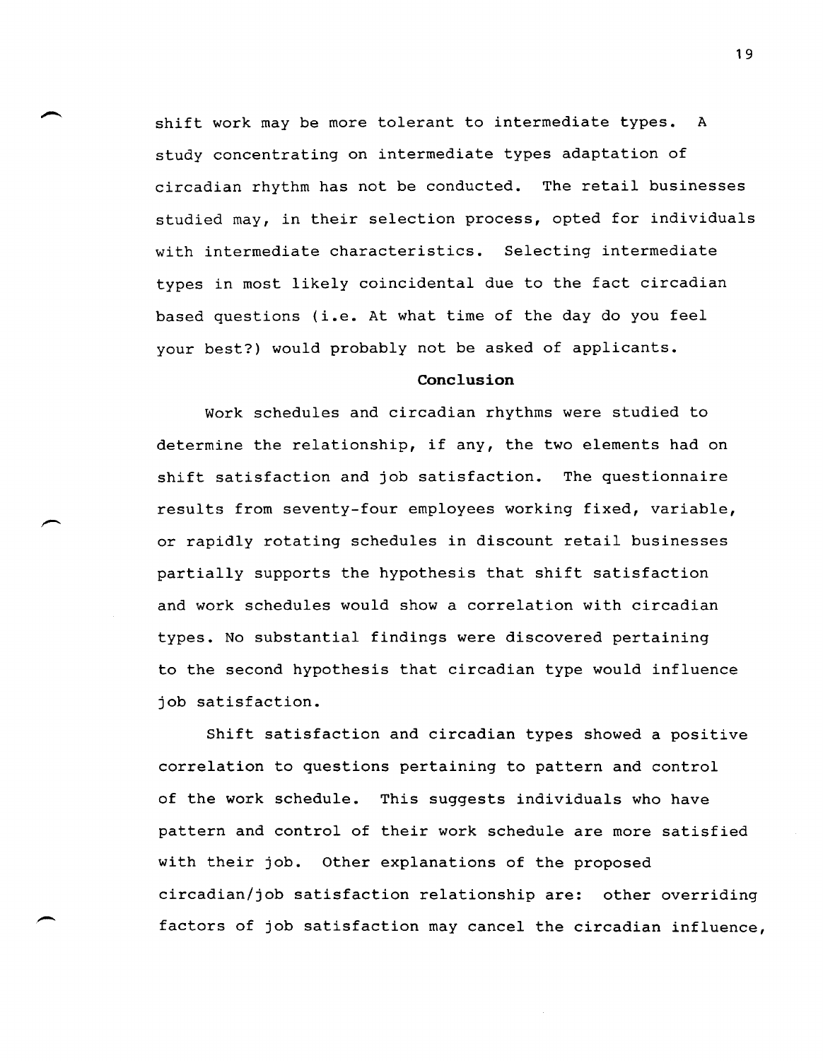shift work may be more tolerant to intermediate types. A study concentrating on intermediate types adaptation of circadian rhythm has not be conducted. The retail businesses studied may, in their selection process, opted for individuals with intermediate characteristics. Selecting intermediate types in most likely coincidental due to the fact circadian based questions (i.e. At what time of the day do you feel your best?) would probably not be asked of applicants.

## Conclusion

Work schedules and circadian rhythms were studied to determine the relationship, if any, the two elements had on shift satisfaction and job satisfaction. The questionnaire results from seventy-four employees working fixed, variable, or rapidly rotating schedules in discount retail businesses partially supports the hypothesis that shift satisfaction and work schedules would show a correlation with circadian types. No substantial findings were discovered pertaining to the second hypothesis that circadian type would influence job satisfaction.

Shift satisfaction and circadian types showed a positive correlation to questions pertaining to pattern and control of the work schedule. This suggests individuals who have pattern and control of their work schedule are more satisfied with their job. Other explanations of the proposed circadian/job satisfaction relationship are: other overriding factors of job satisfaction may cancel the circadian influence,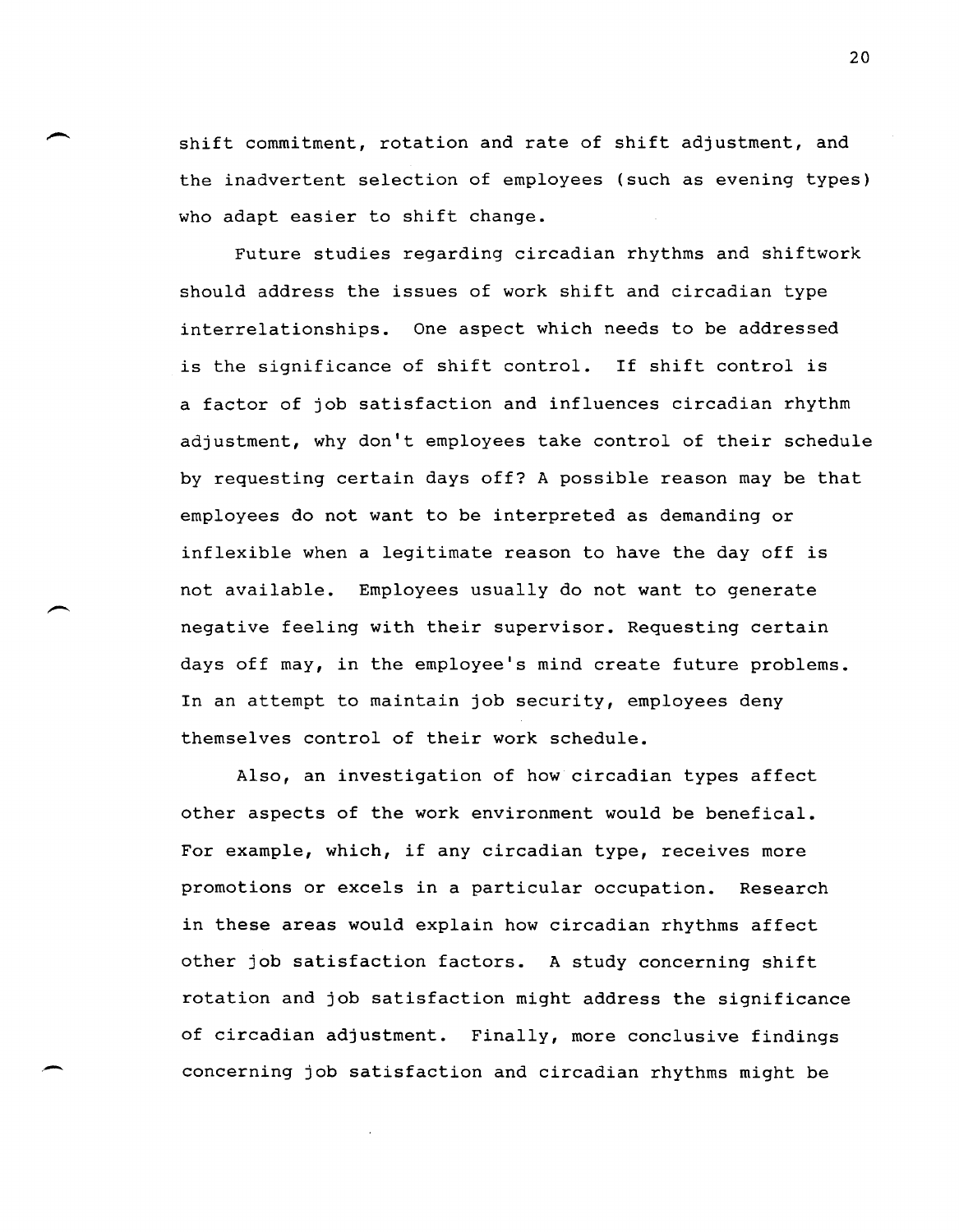shift commitment, rotation and rate of shift adjustment, and the inadvertent selection of employees (such as evening types) who adapt easier to shift change.

Future studies regarding circadian rhythms and shiftwork should address the issues of work shift and circadian type interrelationships. One aspect which needs to be addressed is the significance of shift control. If shift control is a factor of job satisfaction and influences circadian rhythm adjustment, why don't employees take control of their schedule by requesting certain days off? A possible reason may be that employees do not want to be interpreted as demanding or inflexible when a legitimate reason to have the day off is not available. Employees usually do not want to generate negative feeling with their supervisor. Requesting certain days off may, in the employee's mind create future problems. In an attempt to maintain job security, employees deny themselves control of their work schedule.

Also, an investigation of how circadian types affect other aspects of the work environment would be benefical. For example, which, if any circadian type, receives more promotions or excels in a particular occupation. Research in these areas would explain how circadian rhythms affect other job satisfaction factors. A study concerning shift rotation and job satisfaction might address the significance of circadian adjustment. Finally, more conclusive findings concerning job satisfaction and circadian rhythms might be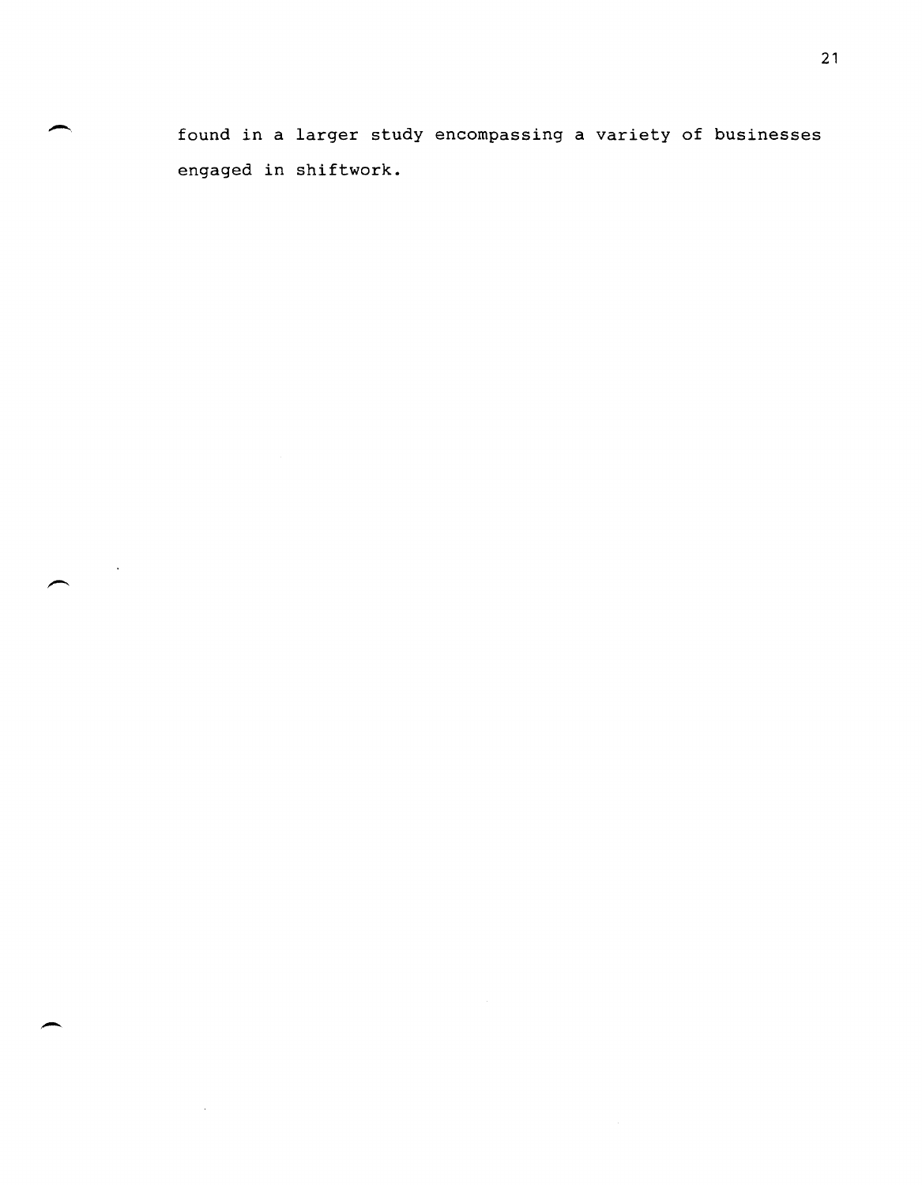found in a larger study encompassing a variety of businesses engaged in shiftwork.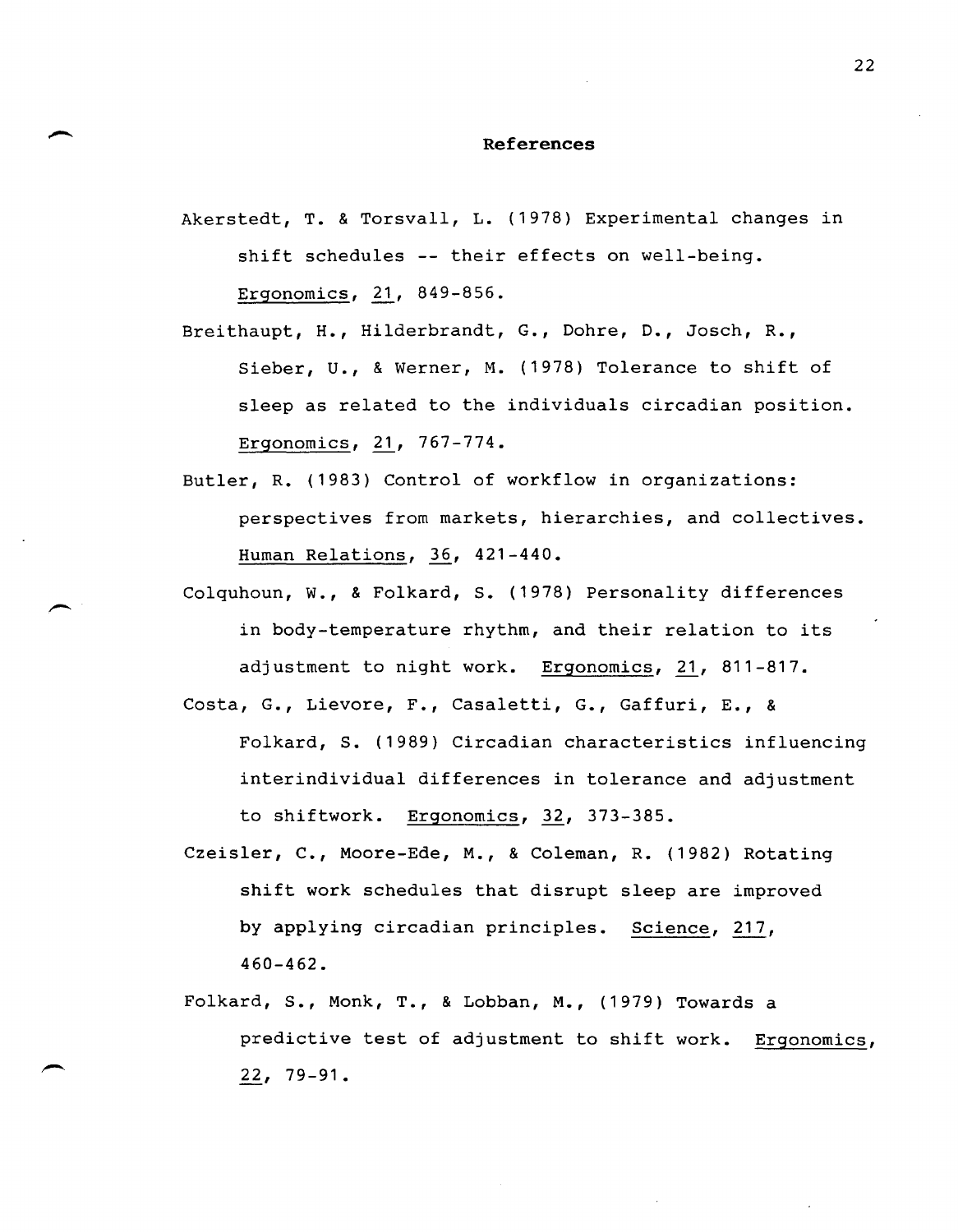# References

Akerstedt, T. & Torsvall, L. (1978) Experimental changes in shift schedules -- their effects on well-being. Ergonomics, 21, 849-856.

Breithaupt, H., Hilderbrandt, G., Dohre, D., Josch, R., Sieber, U., & Werner, M. (1978) Tolerance to shift of sleep as related to the individuals circadian position. Ergonomics, 21, 767-774.

Butler, R. (1983) Control of workflow in organizations: perspectives from markets, hierarchies, and collectives. Human Relations, 36, 421-440.

Colquhoun, W., & Folkard, S. (1978) Personality differences in body-temperature rhythm, and their relation to its adjustment to night work. Ergonomics, 21, 811-817.

Costa, G., Lievore, F., Casaletti, G., Gaffuri, E., & Folkard, S. (1989) Circadian characteristics influencing interindividual differences in tolerance and adjustment to shiftwork. Ergonomics, 32, 373-385.

Czeisler, C., Moore-Ede, M., & Coleman, R. (1982) Rotating shift work schedules that disrupt sleep are improved by applying circadian principles. Science, 217, 460-462.

Folkard, S., Monk, T., & Lobban, M., (1979) Towards a predictive test of adjustment to shift work. Ergonomics, 22, 79-91.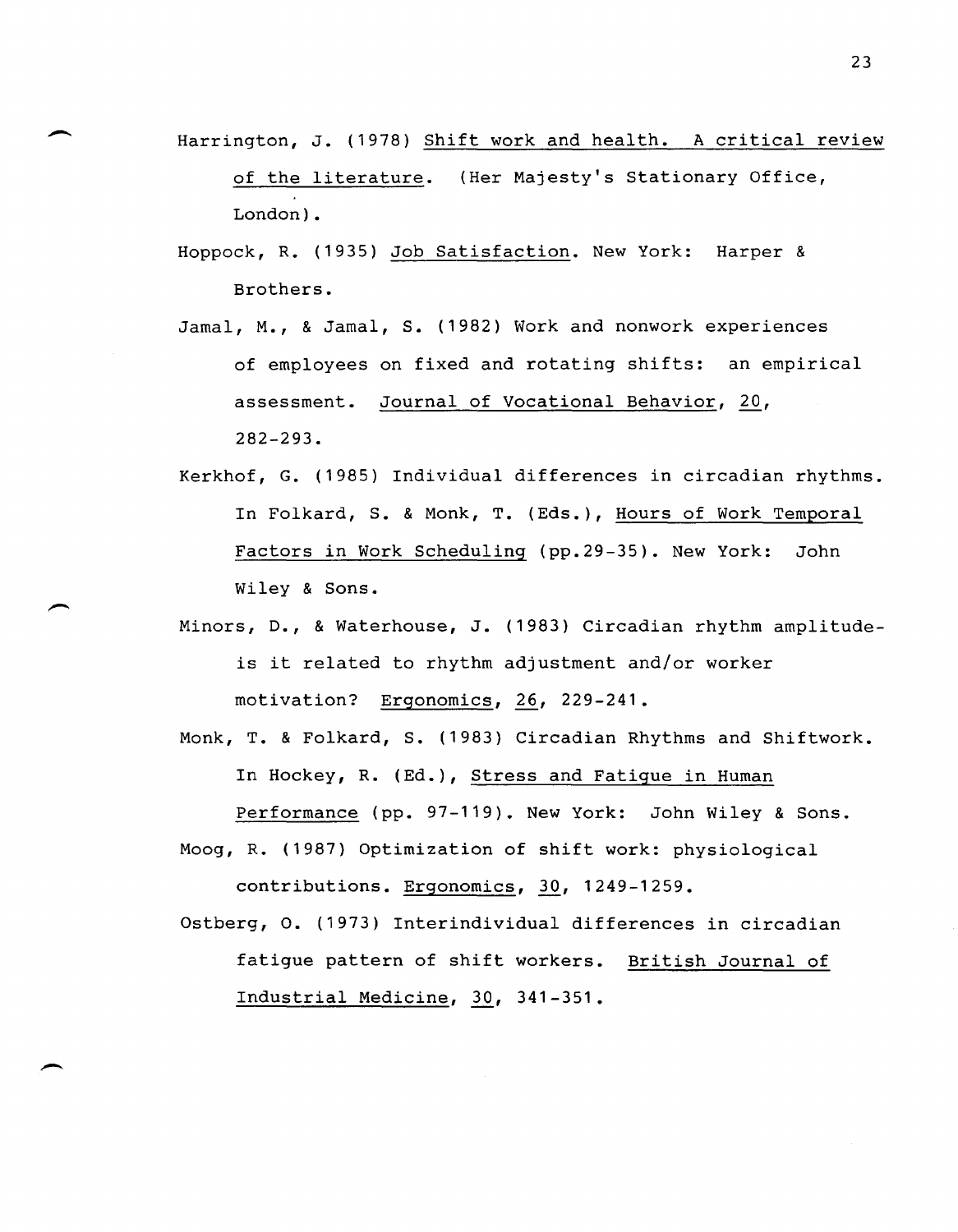Harrington, J. (1978) Shift work and health. A critical review of the literature. (Her Majesty's Stationary Office, London).

Hoppock, R. (1935) Job Satisfaction. New York: Harper & Brothers.

Jamal, M., & Jamal, S. (1982) Work and nonwork experiences of employees on fixed and rotating shifts: an empirical assessment. Journal of Vocational Behavior, 20, 282-293.

Kerkhof, G. (1985) Individual differences in circadian rhythms. In Folkard, S. & Monk, T. (Eds.), Hours of Work Temporal Factors in Work Scheduling (pp.29-35). New York: John Wiley & Sons.

Minors, D., & Waterhouse, J. (1983) Circadian rhythm amplitude-is it related to rhythm adjustment and/or worker motivation? Ergonomics, 26, 229-241.

Monk, T. & Folkard, S. (1983) Circadian Rhythms and Shiftwork. In Hockey, R. (Ed.), Stress and Fatigue in Human Performance (pp. 97-119). New York: John Wiley & Sons.

Moog, R. (1987) Optimization of shift work: physiological contributions. Ergonomics, 30, 1249-1259.

Ostberg, O. (1973) Interindividual differences in circadian fatigue pattern of shift workers. British Journal of Industrial Medicine, 30, 341-351.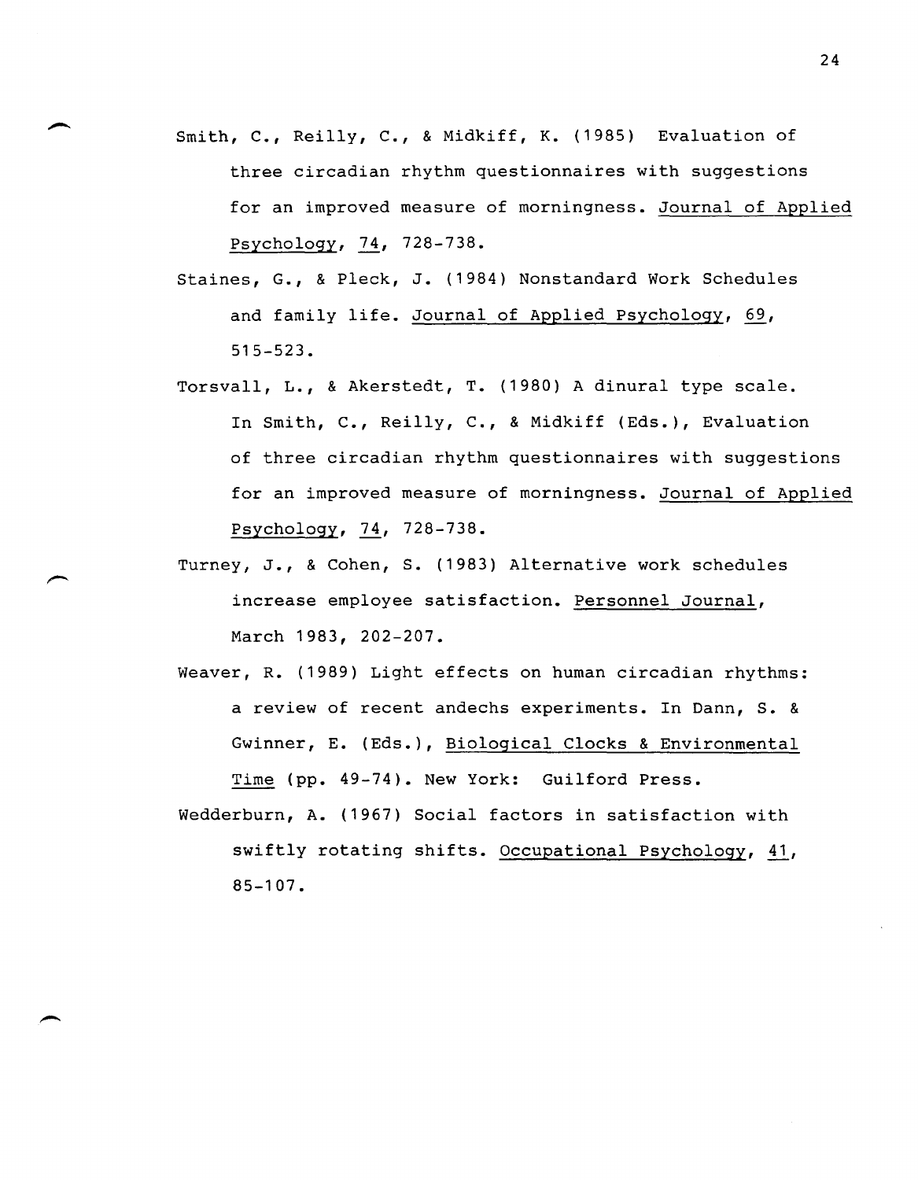Smith, C., Reilly, C., & Midkiff, K. (1985) Evaluation of three circadian rhythm questionnaires with suggestions for an improved measure of morningness. Journal of Applied Psychology, 74, 728-738.

Staines, G., & Pleck, J. (1984) Nonstandard Work Schedules and family life. Journal of Applied Psychology, 69, 515-523.

Torsvall, L., & Akerstedt, T. (1980) A dinural type scale. In Smith, C., Reilly, C., & Midkiff (Eds.), Evaluation of three circadian rhythm questionnaires with suggestions for an improved measure of morningness. Journal of Applied Psychology, 74, 728-738.

Turney, J., & Cohen, S. (1983) Alternative work schedules increase employee satisfaction. Personnel Journal, March 1983, 202-207.

Weaver, R. (1989) Light effects on human circadian rhythms: a review of recent andechs experiments. In Dann, S. & Gwinner, E. (Eds.), Biological Clocks & Environmental Time (pp. 49-74). New York: Guilford Press.

Wedderburn, A. (1967) Social factors in satisfaction with swiftly rotating shifts. Occupational Psychology, 41, 85-107.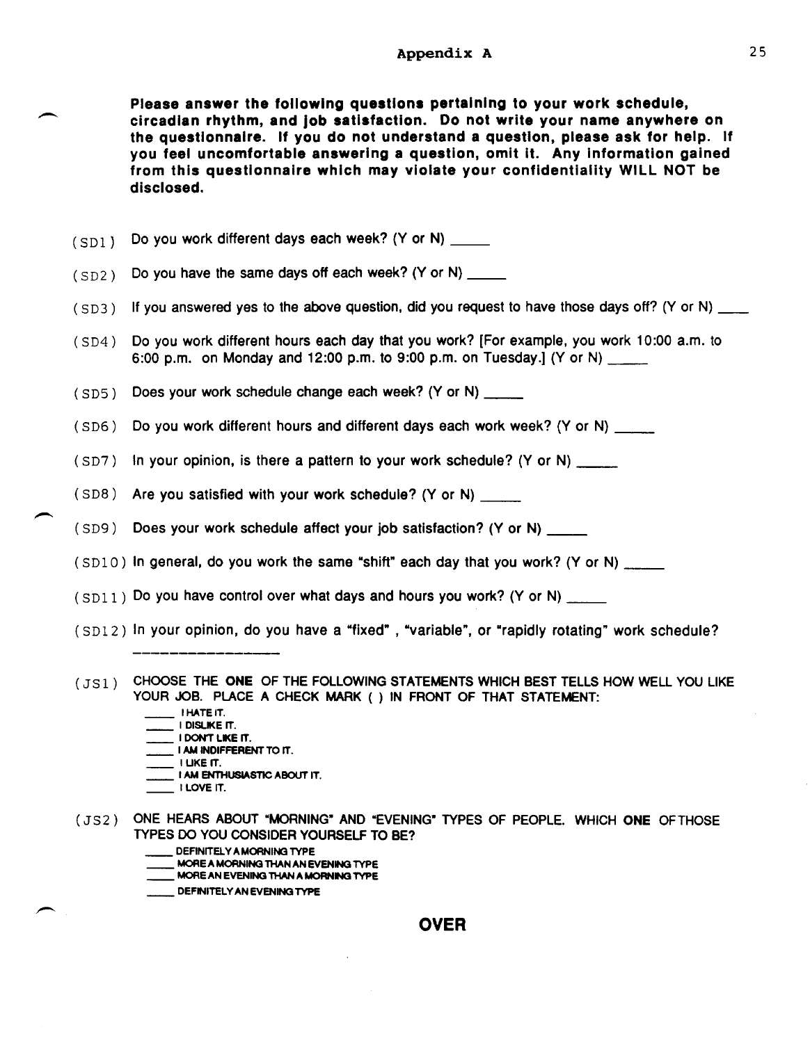# Appendix A

**Please answer the following questions pertaining to your work schedule, circadian rhythm, and job satisfaction. Do not write your name anywhere on the questionnaire. If you do not understand a question, please ask for help. If you feel uncomfortable answering a question, omit it. Any information gained from this questionnaire which may violate your confidentiality WILL NOT be disclosed.**

(SD1) Do you work different days each week? (Y or N) _____

(SD2) Do you have the same days off each week? (Y or N) _____

(SD3) If you answered yes to the above question, did you request to have those days off? (Y or N) ____

(SD4) Do you work different hours each day that you work? [For example, you work 10:00 a.m. to 6:00 p.m. on Monday and 12:00 p.m. to 9:00 p.m. on Tuesday.] (Y or N) _____

(SD5) Does your work schedule change each week? (Y or N) _____

(SD6) Do you work different hours and different days each work week? (Y or N) _____

(SD7) In your opinion, is there a pattern to your work schedule? (Y or N) _____

(SD8) Are you satisfied with your work schedule? (Y or N) _____

(SD9) Does your work schedule affect your job satisfaction? (Y or N) _____

(SD10) In general, do you work the same "shift" each day that you work? (Y or N) _____

(SD11) Do you have control over what days and hours you work? (Y or N) _____

(SD12) In your opinion, do you have a "fixed" , "variable", or "rapidly rotating" work schedule?
_________________

(JS1) CHOOSE THE **ONE** OF THE FOLLOWING STATEMENTS WHICH BEST TELLS HOW WELL YOU LIKE YOUR JOB. PLACE A CHECK MARK ( ) IN FRONT OF THAT STATEMENT:

- ____ I HATE IT.
- ____ I DISLIKE IT.
- ____ I DON'T LIKE IT.
- ____ I AM INDIFFERENT TO IT.
- ____ I LIKE IT.
- ____ I AM ENTHUSIASTIC ABOUT IT.
- ____ I LOVE IT.

(JS2) ONE HEARS ABOUT "MORNING" AND "EVENING" TYPES OF PEOPLE. WHICH **ONE** OF THOSE TYPES DO YOU CONSIDER YOURSELF TO BE?

- ____ DEFINITELY A MORNING TYPE
- ____ MORE A MORNING THAN AN EVENING TYPE
- ____ MORE AN EVENING THAN A MORNING TYPE
- ____ DEFINITELY AN EVENING TYPE

**OVER**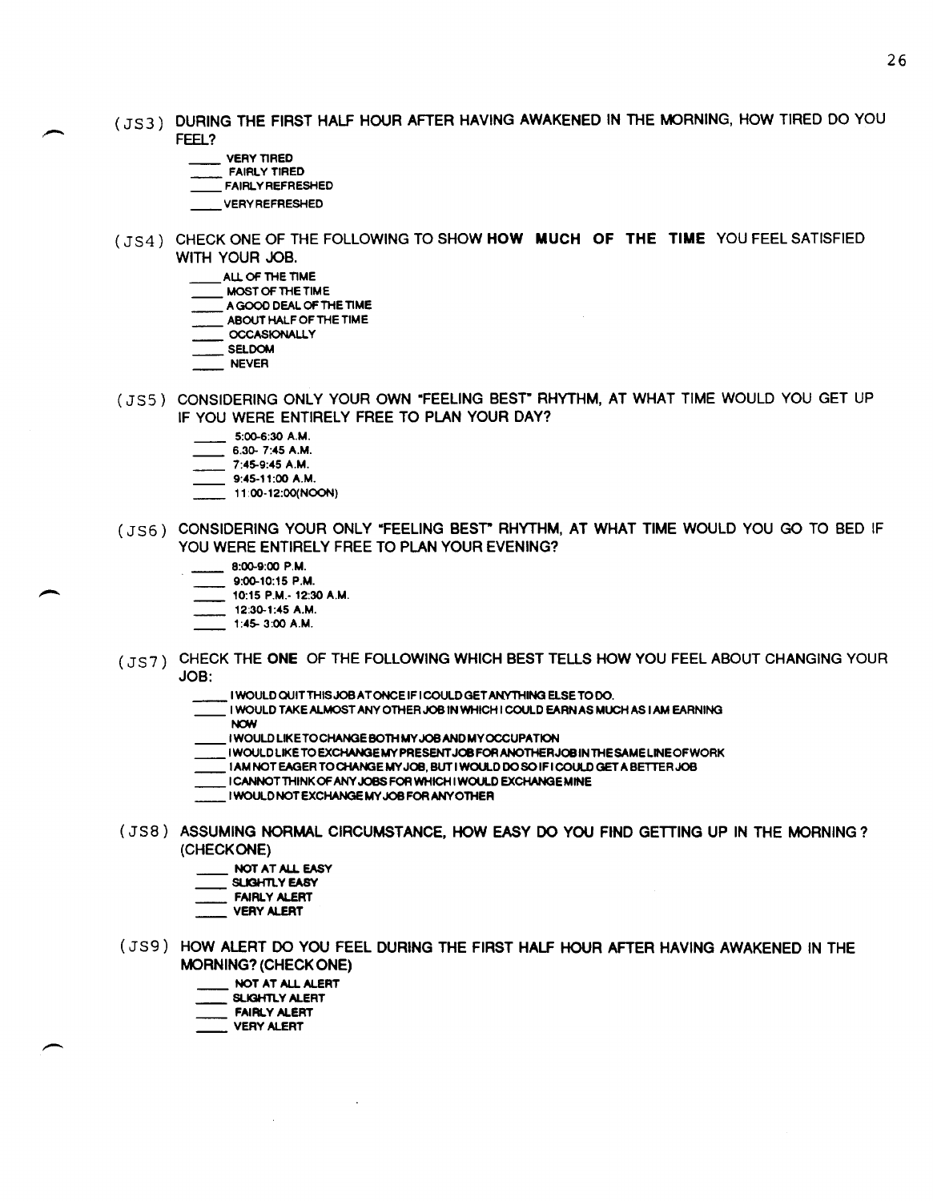(JS3) DURING THE FIRST HALF HOUR AFTER HAVING AWAKENED IN THE MORNING, HOW TIRED DO YOU FEEL?

____ VERY TIRED
____ FAIRLY TIRED
____ FAIRLY REFRESHED
____ VERY REFRESHED

(JS4) CHECK ONE OF THE FOLLOWING TO SHOW **HOW MUCH OF THE TIME** YOU FEEL SATISFIED WITH YOUR JOB.

____ ALL OF THE TIME
____ MOST OF THE TIME
____ A GOOD DEAL OF THE TIME
____ ABOUT HALF OF THE TIME
____ OCCASIONALLY
____ SELDOM
____ NEVER

(JS5) CONSIDERING ONLY YOUR OWN "FEELING BEST" RHYTHM, AT WHAT TIME WOULD YOU GET UP IF YOU WERE ENTIRELY FREE TO PLAN YOUR DAY?

____ 5:00-6:30 A.M.
____ 6:30- 7:45 A.M.
____ 7:45-9:45 A.M.
____ 9:45-11:00 A.M.
____ 11:00-12:00(NOON)

(JS6) CONSIDERING YOUR ONLY "FEELING BEST" RHYTHM, AT WHAT TIME WOULD YOU GO TO BED IF YOU WERE ENTIRELY FREE TO PLAN YOUR EVENING?

____ 8:00-9:00 P.M.
____ 9:00-10:15 P.M.
____ 10:15 P.M.- 12:30 A.M.
____ 12:30-1:45 A.M.
____ 1:45- 3:00 A.M.

(JS7) CHECK THE **ONE** OF THE FOLLOWING WHICH BEST TELLS HOW YOU FEEL ABOUT CHANGING YOUR JOB:

____ I WOULD QUIT THIS JOB AT ONCE IF I COULD GET ANYTHING ELSE TO DO.
____ I WOULD TAKE ALMOST ANY OTHER JOB IN WHICH I COULD EARN AS MUCH AS I AM EARNING NOW
____ I WOULD LIKE TO CHANGE BOTH MY JOB AND MY OCCUPATION
____ I WOULD LIKE TO EXCHANGE MY PRESENT JOB FOR ANOTHER JOB IN THE SAME LINE OF WORK
____ I AM NOT EAGER TO CHANGE MY JOB, BUT I WOULD DO SO IF I COULD GET A BETTER JOB
____ I CANNOT THINK OF ANY JOBS FOR WHICH I WOULD EXCHANGE MINE
____ I WOULD NOT EXCHANGE MY JOB FOR ANY OTHER

(JS8) ASSUMING NORMAL CIRCUMSTANCE, HOW EASY DO YOU FIND GETTING UP IN THE MORNING? (CHECK ONE)

____ NOT AT ALL EASY
____ SLIGHTLY EASY
____ FAIRLY ALERT
____ VERY ALERT

(JS9) HOW ALERT DO YOU FEEL DURING THE FIRST HALF HOUR AFTER HAVING AWAKENED IN THE MORNING? (CHECK ONE)

____ NOT AT ALL ALERT
____ SLIGHTLY ALERT
____ FAIRLY ALERT
____ VERY ALERT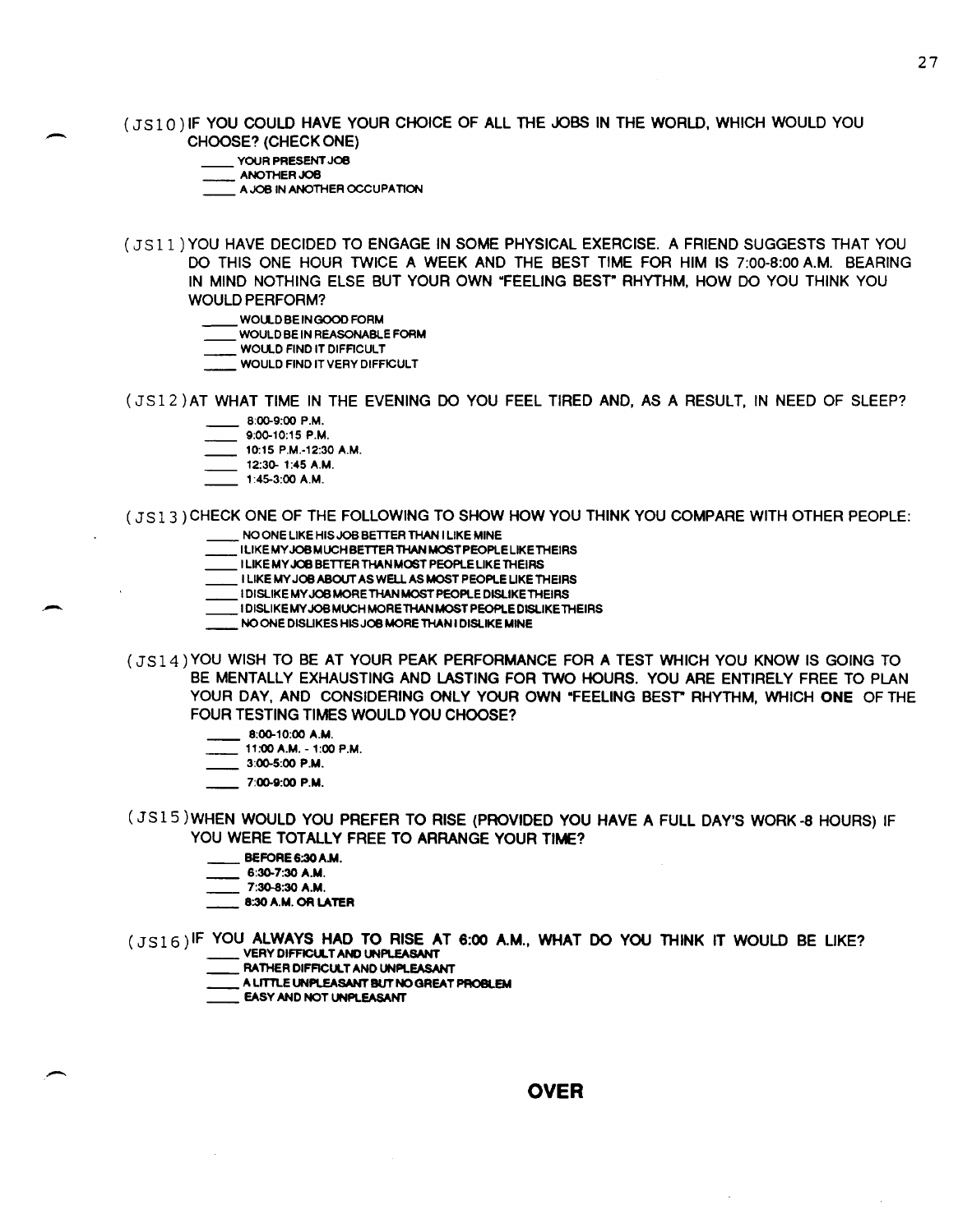(JS10) IF YOU COULD HAVE YOUR CHOICE OF ALL THE JOBS IN THE WORLD, WHICH WOULD YOU CHOOSE? (CHECK ONE)

- ____ YOUR PRESENT JOB
- ____ ANOTHER JOB
- ____ A JOB IN ANOTHER OCCUPATION

(JS11) YOU HAVE DECIDED TO ENGAGE IN SOME PHYSICAL EXERCISE. A FRIEND SUGGESTS THAT YOU DO THIS ONE HOUR TWICE A WEEK AND THE BEST TIME FOR HIM IS 7:00-8:00 A.M. BEARING IN MIND NOTHING ELSE BUT YOUR OWN "FEELING BEST" RHYTHM, HOW DO YOU THINK YOU WOULD PERFORM?

- ____ WOULD BE IN GOOD FORM
- ____ WOULD BE IN REASONABLE FORM
- ____ WOULD FIND IT DIFFICULT
- ____ WOULD FIND IT VERY DIFFICULT

(JS12) AT WHAT TIME IN THE EVENING DO YOU FEEL TIRED AND, AS A RESULT, IN NEED OF SLEEP?

- ____ 8:00-9:00 P.M.
- ____ 9:00-10:15 P.M.
- ____ 10:15 P.M.-12:30 A.M.
- ____ 12:30- 1:45 A.M.
- ____ 1:45-3:00 A.M.

(JS13) CHECK ONE OF THE FOLLOWING TO SHOW HOW YOU THINK YOU COMPARE WITH OTHER PEOPLE:

- ____ NO ONE LIKE HIS JOB BETTER THAN I LIKE MINE
- ____ I LIKE MY JOB MUCH BETTER THAN MOST PEOPLE LIKE THEIRS
- ____ I LIKE MY JOB BETTER THAN MOST PEOPLE LIKE THEIRS
- ____ I LIKE MY JOB ABOUT AS WELL AS MOST PEOPLE LIKE THEIRS
- ____ I DISLIKE MY JOB MORE THAN MOST PEOPLE DISLIKE THEIRS
- ____ I DISLIKE MY JOB MUCH MORE THAN MOST PEOPLE DISLIKE THEIRS
- ____ NO ONE DISLIKES HIS JOB MORE THAN I DISLIKE MINE

(JS14) YOU WISH TO BE AT YOUR PEAK PERFORMANCE FOR A TEST WHICH YOU KNOW IS GOING TO BE MENTALLY EXHAUSTING AND LASTING FOR TWO HOURS. YOU ARE ENTIRELY FREE TO PLAN YOUR DAY, AND CONSIDERING ONLY YOUR OWN "FEELING BEST" RHYTHM, WHICH **ONE** OF THE FOUR TESTING TIMES WOULD YOU CHOOSE?

- ____ 8:00-10:00 A.M.
- ____ 11:00 A.M. - 1:00 P.M.
- ____ 3:00-5:00 P.M.
- ____ 7:00-9:00 P.M.

(JS15) WHEN WOULD YOU PREFER TO RISE (PROVIDED YOU HAVE A FULL DAY'S WORK -8 HOURS) IF YOU WERE TOTALLY FREE TO ARRANGE YOUR TIME?

- ____ BEFORE 6:30 A.M.
- ____ 6:30-7:30 A.M.
- ____ 7:30-8:30 A.M.
- ____ 8:30 A.M. OR LATER

(JS16) IF YOU ALWAYS HAD TO RISE AT 6:00 A.M., WHAT DO YOU THINK IT WOULD BE LIKE?

- ____ VERY DIFFICULT AND UNPLEASANT
- ____ RATHER DIFFICULT AND UNPLEASANT
- ____ A LITTLE UNPLEASANT BUT NO GREAT PROBLEM
- ____ EASY AND NOT UNPLEASANT

**OVER**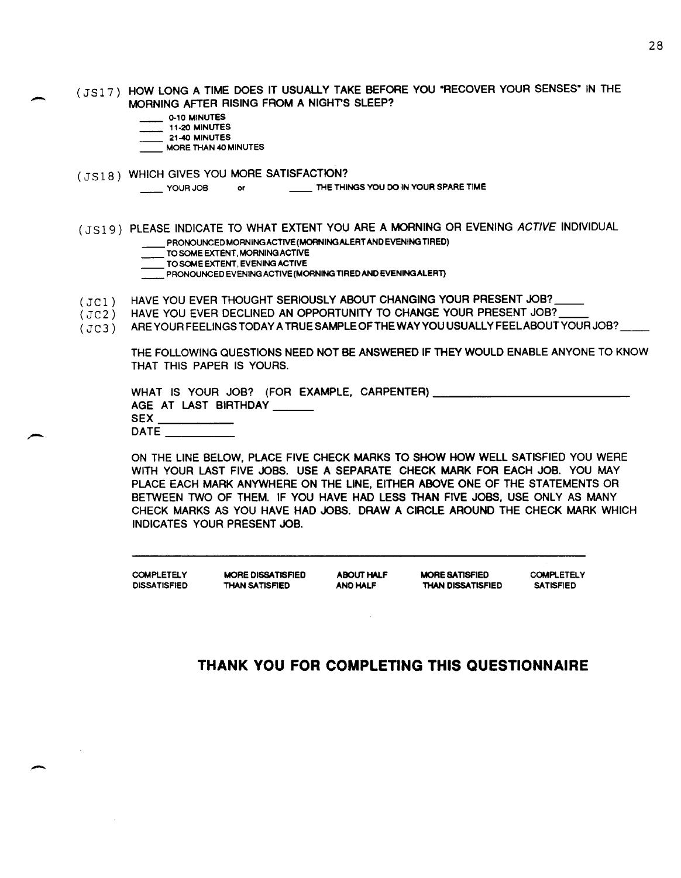(JS17) HOW LONG A TIME DOES IT USUALLY TAKE BEFORE YOU "RECOVER YOUR SENSES" IN THE MORNING AFTER RISING FROM A NIGHT'S SLEEP?

____ 0-10 MINUTES
____ 11-20 MINUTES
____ 21-40 MINUTES
____ MORE THAN 40 MINUTES

(JS18) WHICH GIVES YOU MORE SATISFACTION?

____ YOUR JOB or ____ THE THINGS YOU DO IN YOUR SPARE TIME

(JS19) PLEASE INDICATE TO WHAT EXTENT YOU ARE A MORNING OR EVENING *ACTIVE* INDIVIDUAL

____ PRONOUNCED MORNING ACTIVE (MORNING ALERT AND EVENING TIRED)
____ TO SOME EXTENT, MORNING ACTIVE
____ TO SOME EXTENT, EVENING ACTIVE
____ PRONOUNCED EVENING ACTIVE (MORNING TIRED AND EVENING ALERT)

(JC1) HAVE YOU EVER THOUGHT SERIOUSLY ABOUT CHANGING YOUR PRESENT JOB? ____
(JC2) HAVE YOU EVER DECLINED AN OPPORTUNITY TO CHANGE YOUR PRESENT JOB? ____
(JC3) ARE YOUR FEELINGS TODAY A TRUE SAMPLE OF THE WAY YOU USUALLY FEEL ABOUT YOUR JOB? ____

THE FOLLOWING QUESTIONS NEED NOT BE ANSWERED IF THEY WOULD ENABLE ANYONE TO KNOW THAT THIS PAPER IS YOURS.

WHAT IS YOUR JOB? (FOR EXAMPLE, CARPENTER) ____________________
AGE AT LAST BIRTHDAY ______
SEX __________
DATE __________

ON THE LINE BELOW, PLACE FIVE CHECK MARKS TO SHOW HOW WELL SATISFIED YOU WERE WITH YOUR LAST FIVE JOBS. USE A SEPARATE CHECK MARK FOR EACH JOB. YOU MAY PLACE EACH MARK ANYWHERE ON THE LINE, EITHER ABOVE ONE OF THE STATEMENTS OR BETWEEN TWO OF THEM. IF YOU HAVE HAD LESS THAN FIVE JOBS, USE ONLY AS MANY CHECK MARKS AS YOU HAVE HAD JOBS. DRAW A CIRCLE AROUND THE CHECK MARK WHICH INDICATES YOUR PRESENT JOB.

______________________________________________________________

| COMPLETELY DISSATISFIED | MORE DISSATISFIED THAN SATISFIED | ABOUT HALF AND HALF | MORE SATISFIED THAN DISSATISFIED | COMPLETELY SATISFIED |
|---|---|---|---|---|

## THANK YOU FOR COMPLETING THIS QUESTIONNAIRE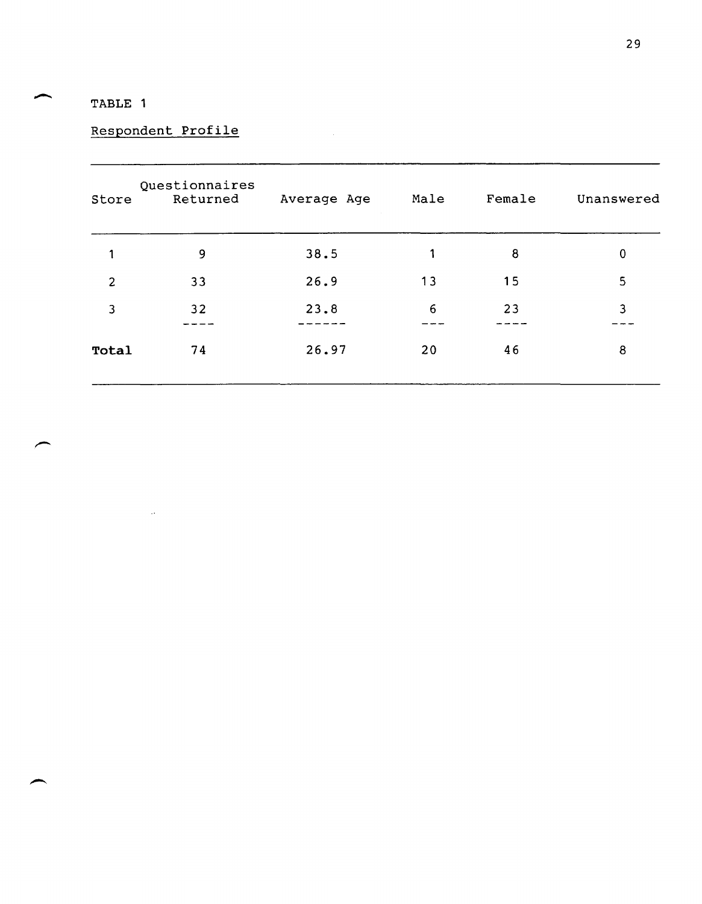TABLE 1

Respondent Profile

| Store | Questionnaires Returned | Average Age | Male | Female | Unanswered |
|---|---|---|---|---|---|
| 1 | 9 | 38.5 | 1 | 8 | 0 |
| 2 | 33 | 26.9 | 13 | 15 | 5 |
| 3 | 32 | 23.8 | 6 | 23 | 3 |
| **Total** | 74 | 26.97 | 20 | 46 | 8 |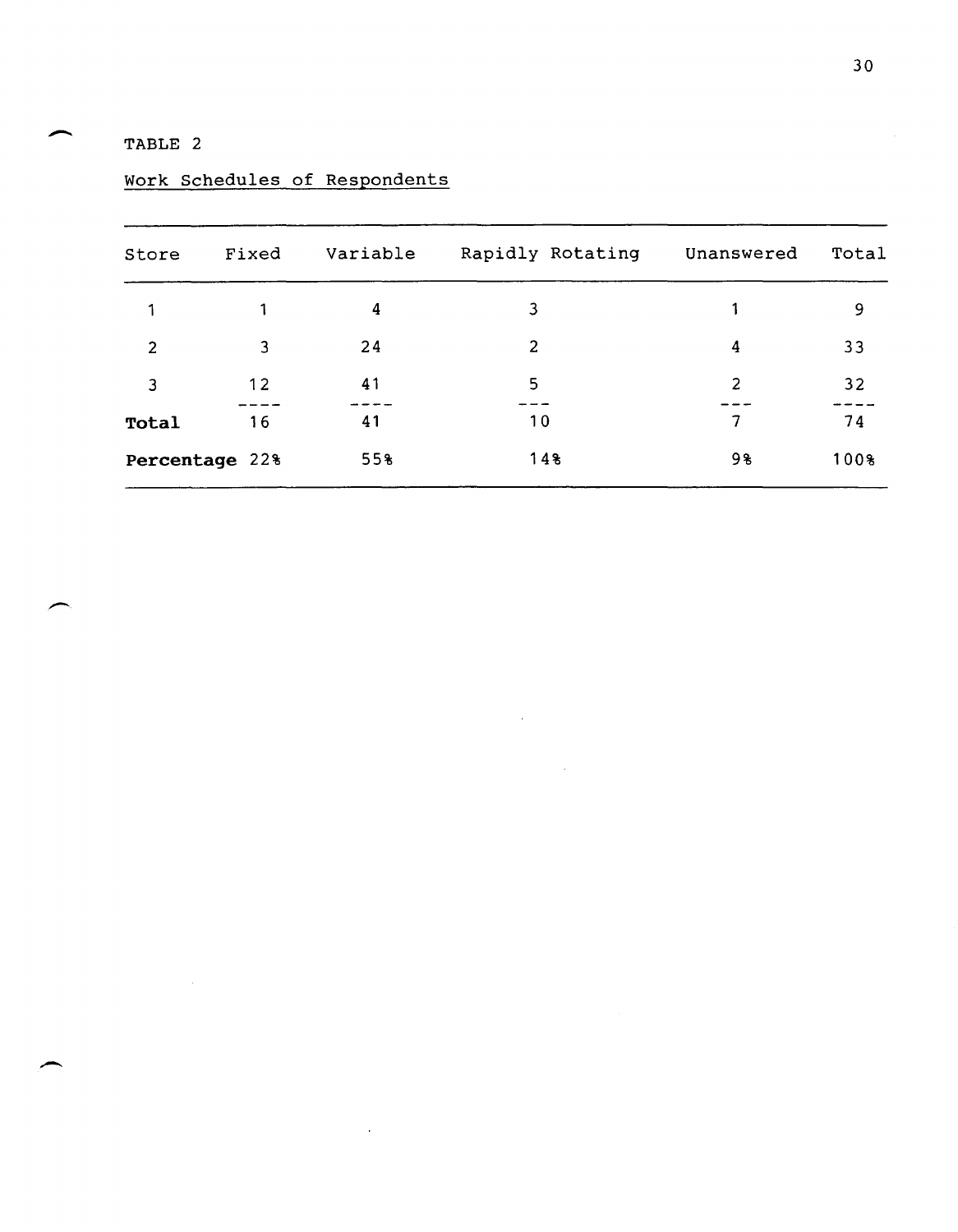TABLE 2

Work Schedules of Respondents

| Store | Fixed | Variable | Rapidly Rotating | Unanswered | Total |
|---|---|---|---|---|---|
| 1 | 1 | 4 | 3 | 1 | 9 |
| 2 | 3 | 24 | 2 | 4 | 33 |
| 3 | 12 | 41 | 5 | 2 | 32 |
| **Total** | 16 | 41 | 10 | 7 | 74 |
| **Percentage** | 22% | 55% | 14% | 9% | 100% |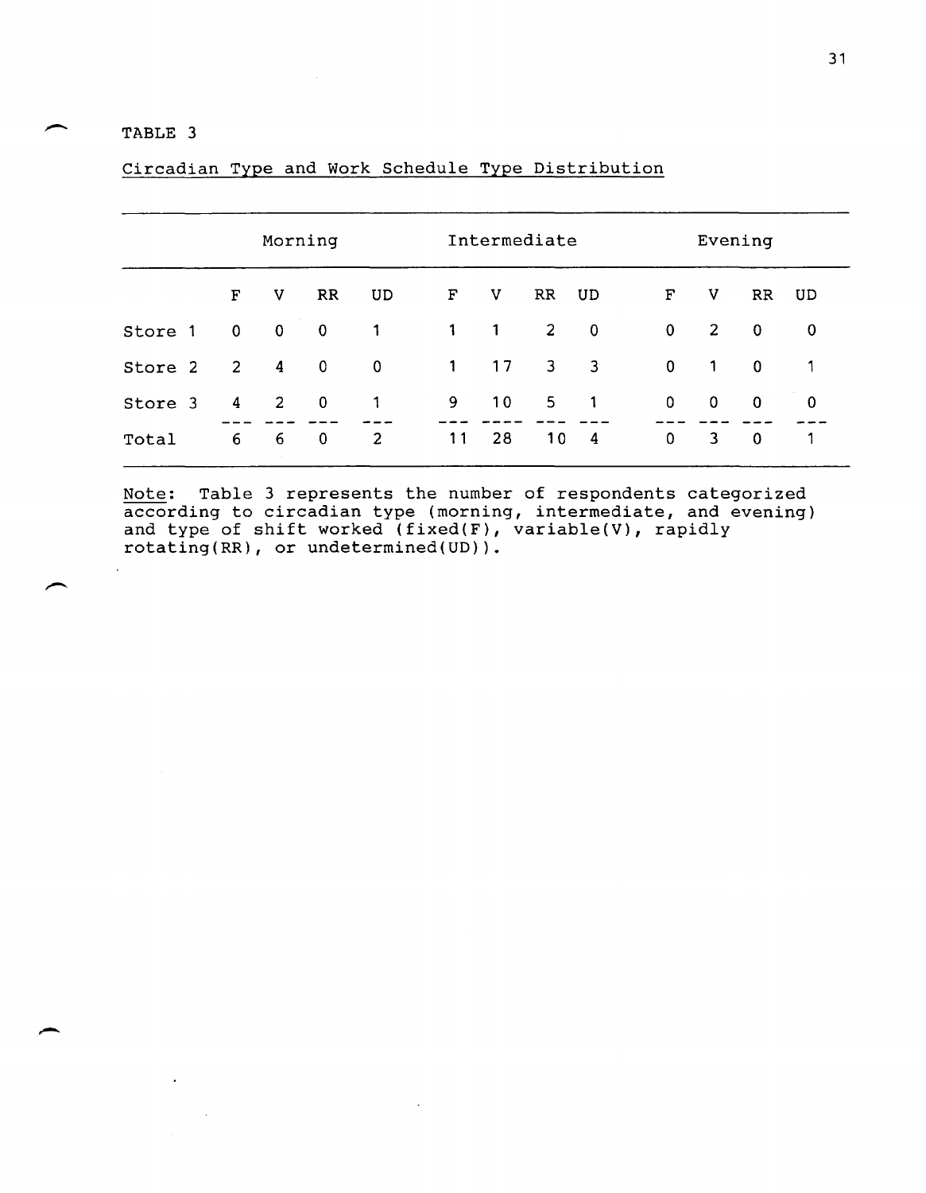TABLE 3

Circadian Type and Work Schedule Type Distribution

| | Morning | | | | Intermediate | | | | Evening | | | |
|---|---|---|---|---|---|---|---|---|---|---|---|---|
| | F | V | RR | UD | F | V | RR | UD | F | V | RR | UD |
| Store 1 | 0 | 0 | 0 | 1 | 1 | 1 | 2 | 0 | 0 | 2 | 0 | 0 |
| Store 2 | 2 | 4 | 0 | 0 | 1 | 17 | 3 | 3 | 0 | 1 | 0 | 1 |
| Store 3 | 4 | 2 | 0 | 1 | 9 | 10 | 5 | 1 | 0 | 0 | 0 | 0 |
| Total | 6 | 6 | 0 | 2 | 11 | 28 | 10 | 4 | 0 | 3 | 0 | 1 |

Note: Table 3 represents the number of respondents categorized according to circadian type (morning, intermediate, and evening) and type of shift worked (fixed(F), variable(V), rapidly rotating(RR), or undetermined(UD)).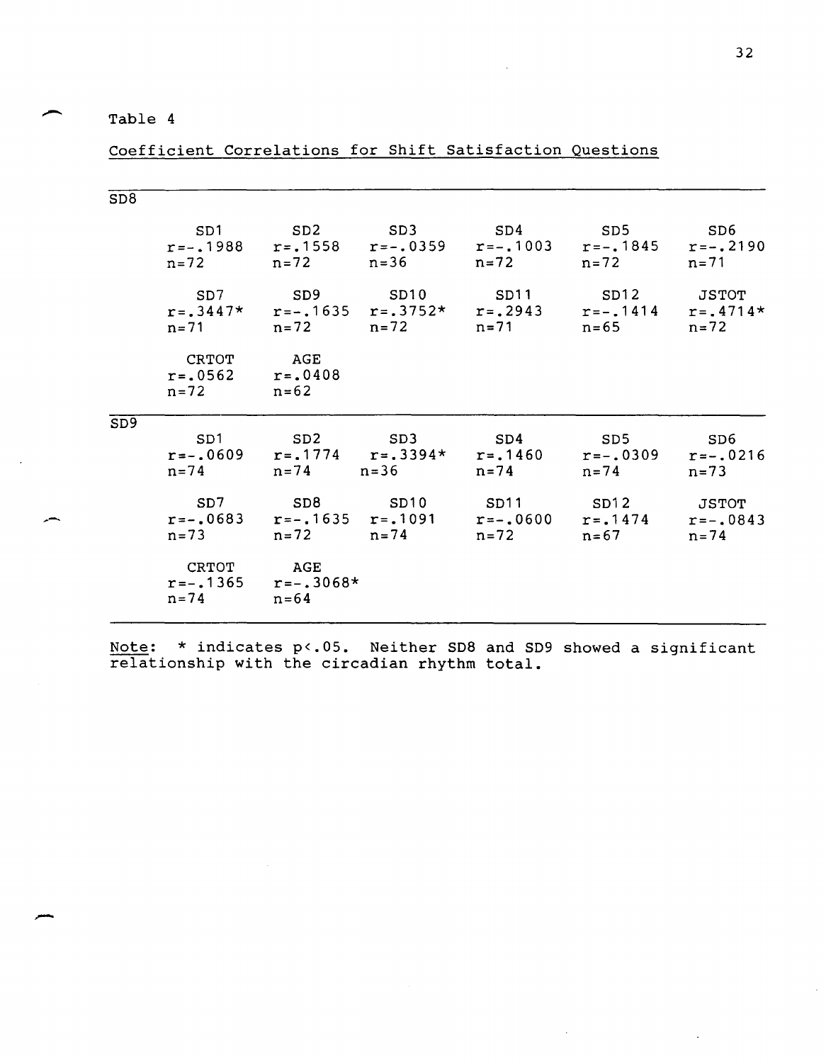Table 4

Coefficient Correlations for Shift Satisfaction Questions

| | | | | | | |
|---|---|---|---|---|---|---|
| **SD8** | | | | | | |
| | SD1<br>r=-.1988<br>n=72 | SD2<br>r=.1558<br>n=72 | SD3<br>r=-.0359<br>n=36 | SD4<br>r=-.1003<br>n=72 | SD5<br>r=-.1845<br>n=72 | SD6<br>r=-.2190<br>n=71 |
| | SD7<br>r=.3447*<br>n=71 | SD9<br>r=-.1635<br>n=72 | SD10<br>r=.3752*<br>n=72 | SD11<br>r=.2943<br>n=71 | SD12<br>r=-.1414<br>n=65 | JSTOT<br>r=.4714*<br>n=72 |
| | CRTOT<br>r=.0562<br>n=72 | AGE<br>r=.0408<br>n=62 | | | | |
| **SD9** | | | | | | |
| | SD1<br>r=-.0609<br>n=74 | SD2<br>r=.1774<br>n=74 | SD3<br>r=.3394*<br>n=36 | SD4<br>r=.1460<br>n=74 | SD5<br>r=-.0309<br>n=74 | SD6<br>r=-.0216<br>n=73 |
| | SD7<br>r=-.0683<br>n=73 | SD8<br>r=-.1635<br>n=72 | SD10<br>r=.1091<br>n=74 | SD11<br>r=-.0600<br>n=72 | SD12<br>r=.1474<br>n=67 | JSTOT<br>r=-.0843<br>n=74 |
| | CRTOT<br>r=-.1365<br>n=74 | AGE<br>r=-.3068*<br>n=64 | | | | |

Note: * indicates $p<.05$. Neither SD8 and SD9 showed a significant relationship with the circadian rhythm total.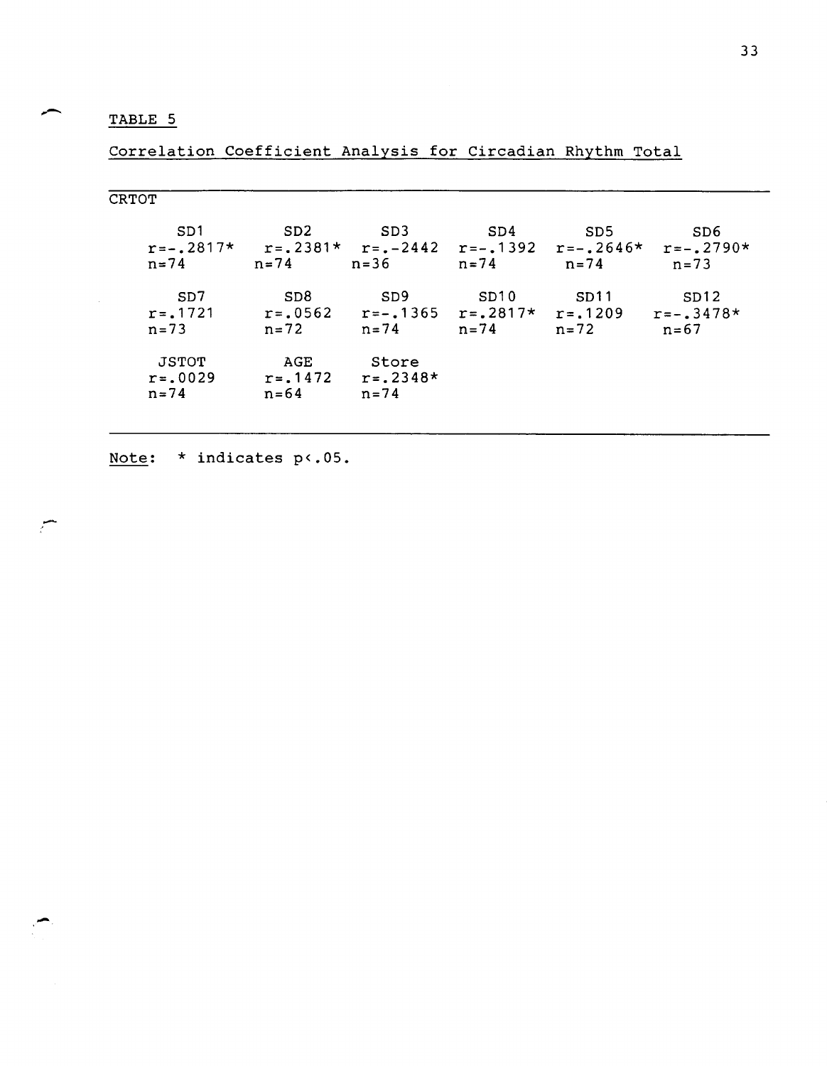TABLE 5

Correlation Coefficient Analysis for Circadian Rhythm Total

| CRTOT | | | | | |
|---|---|---|---|---|---|
| SD1<br>r=-.2817*<br>n=74 | SD2<br>r=.2381*<br>n=74 | SD3<br>r=.-2442<br>n=36 | SD4<br>r=-.1392<br>n=74 | SD5<br>r=-.2646*<br>n=74 | SD6<br>r=-.2790*<br>n=73 |
| SD7<br>r=.1721<br>n=73 | SD8<br>r=.0562<br>n=72 | SD9<br>r=-.1365<br>n=74 | SD10<br>r=.2817*<br>n=74 | SD11<br>r=.1209<br>n=72 | SD12<br>r=-.3478*<br>n=67 |
| JSTOT<br>r=.0029<br>n=74 | AGE<br>r=.1472<br>n=64 | Store<br>r=.2348*<br>n=74 | | | |

Note: * indicates $p < .05$.